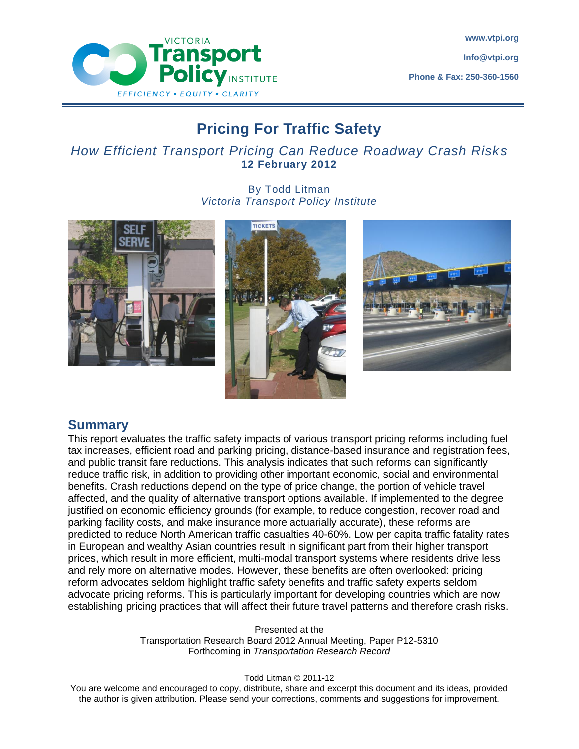VICTORIA Transport Policy INSTITUTE

EFFICIENCY • EQUITY • CLARITY

www.vtpi.org

Info@vtpi.org

Phone & Fax: 250-360-1560

# Pricing For Traffic Safety

## *How Efficient Transport Pricing Can Reduce Roadway Crash Risks*

**12 February 2012**

By Todd Litman
*Victoria Transport Policy Institute*

## Summary

This report evaluates the traffic safety impacts of various transport pricing reforms including fuel tax increases, efficient road and parking pricing, distance-based insurance and registration fees, and public transit fare reductions. This analysis indicates that such reforms can significantly reduce traffic risk, in addition to providing other important economic, social and environmental benefits. Crash reductions depend on the type of price change, the portion of vehicle travel affected, and the quality of alternative transport options available. If implemented to the degree justified on economic efficiency grounds (for example, to reduce congestion, recover road and parking facility costs, and make insurance more actuarially accurate), these reforms are predicted to reduce North American traffic casualties 40-60%. Low per capita traffic fatality rates in European and wealthy Asian countries result in significant part from their higher transport prices, which result in more efficient, multi-modal transport systems where residents drive less and rely more on alternative modes. However, these benefits are often overlooked: pricing reform advocates seldom highlight traffic safety benefits and traffic safety experts seldom advocate pricing reforms. This is particularly important for developing countries which are now establishing pricing practices that will affect their future travel patterns and therefore crash risks.

Presented at the
Transportation Research Board 2012 Annual Meeting, Paper P12-5310
Forthcoming in *Transportation Research Record*

Todd Litman © 2011-12
You are welcome and encouraged to copy, distribute, share and excerpt this document and its ideas, provided the author is given attribution. Please send your corrections, comments and suggestions for improvement.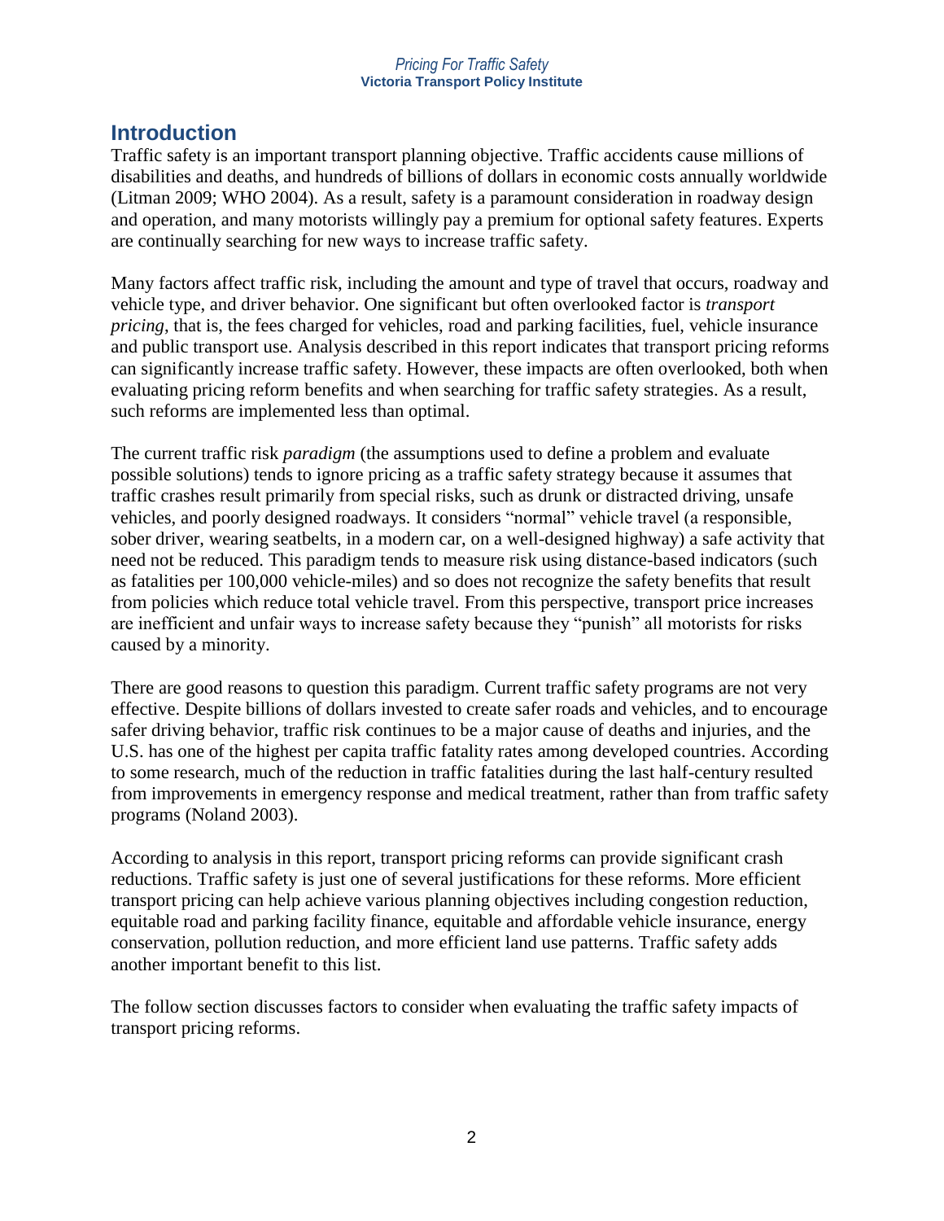## Introduction

Traffic safety is an important transport planning objective. Traffic accidents cause millions of disabilities and deaths, and hundreds of billions of dollars in economic costs annually worldwide (Litman 2009; WHO 2004). As a result, safety is a paramount consideration in roadway design and operation, and many motorists willingly pay a premium for optional safety features. Experts are continually searching for new ways to increase traffic safety.

Many factors affect traffic risk, including the amount and type of travel that occurs, roadway and vehicle type, and driver behavior. One significant but often overlooked factor is *transport pricing*, that is, the fees charged for vehicles, road and parking facilities, fuel, vehicle insurance and public transport use. Analysis described in this report indicates that transport pricing reforms can significantly increase traffic safety. However, these impacts are often overlooked, both when evaluating pricing reform benefits and when searching for traffic safety strategies. As a result, such reforms are implemented less than optimal.

The current traffic risk *paradigm* (the assumptions used to define a problem and evaluate possible solutions) tends to ignore pricing as a traffic safety strategy because it assumes that traffic crashes result primarily from special risks, such as drunk or distracted driving, unsafe vehicles, and poorly designed roadways. It considers "normal" vehicle travel (a responsible, sober driver, wearing seatbelts, in a modern car, on a well-designed highway) a safe activity that need not be reduced. This paradigm tends to measure risk using distance-based indicators (such as fatalities per 100,000 vehicle-miles) and so does not recognize the safety benefits that result from policies which reduce total vehicle travel. From this perspective, transport price increases are inefficient and unfair ways to increase safety because they "punish" all motorists for risks caused by a minority.

There are good reasons to question this paradigm. Current traffic safety programs are not very effective. Despite billions of dollars invested to create safer roads and vehicles, and to encourage safer driving behavior, traffic risk continues to be a major cause of deaths and injuries, and the U.S. has one of the highest per capita traffic fatality rates among developed countries. According to some research, much of the reduction in traffic fatalities during the last half-century resulted from improvements in emergency response and medical treatment, rather than from traffic safety programs (Noland 2003).

According to analysis in this report, transport pricing reforms can provide significant crash reductions. Traffic safety is just one of several justifications for these reforms. More efficient transport pricing can help achieve various planning objectives including congestion reduction, equitable road and parking facility finance, equitable and affordable vehicle insurance, energy conservation, pollution reduction, and more efficient land use patterns. Traffic safety adds another important benefit to this list.

The follow section discusses factors to consider when evaluating the traffic safety impacts of transport pricing reforms.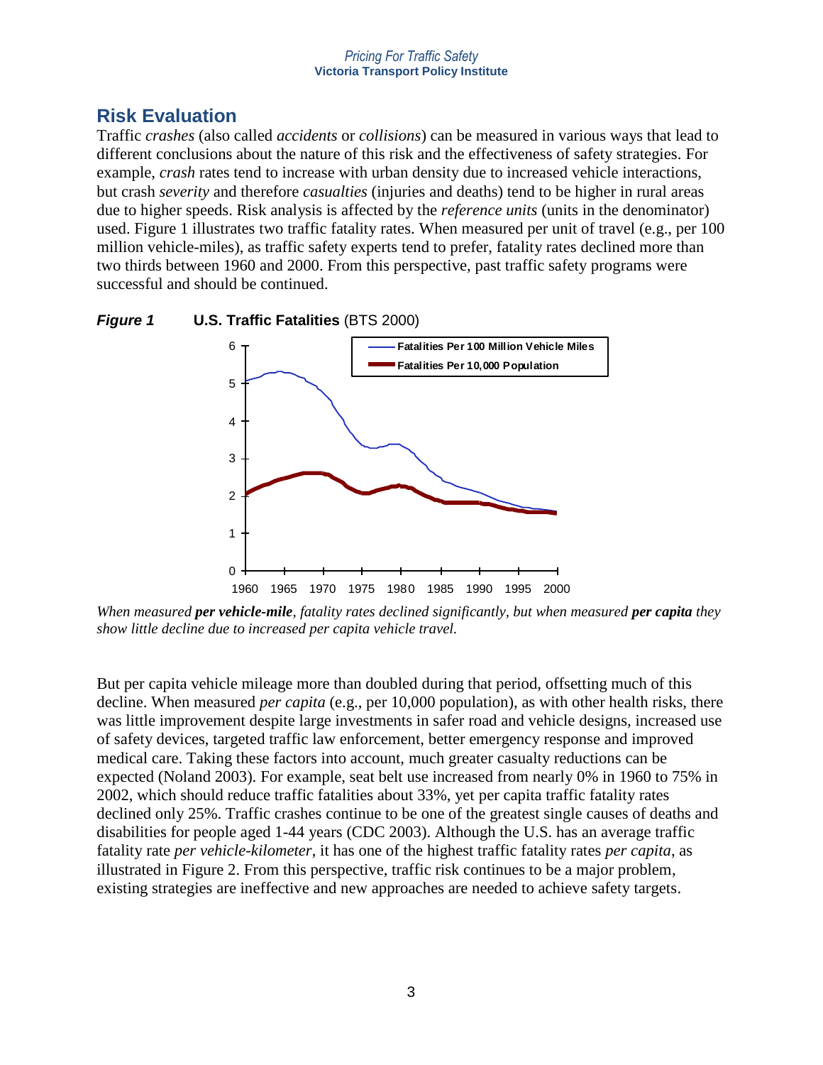## Risk Evaluation

Traffic *crashes* (also called *accidents* or *collisions*) can be measured in various ways that lead to different conclusions about the nature of this risk and the effectiveness of safety strategies. For example, *crash* rates tend to increase with urban density due to increased vehicle interactions, but crash *severity* and therefore *casualties* (injuries and deaths) tend to be higher in rural areas due to higher speeds. Risk analysis is affected by the *reference units* (units in the denominator) used. Figure 1 illustrates two traffic fatality rates. When measured per unit of travel (e.g., per 100 million vehicle-miles), as traffic safety experts tend to prefer, fatality rates declined more than two thirds between 1960 and 2000. From this perspective, past traffic safety programs were successful and should be continued.

***Figure 1*** **U.S. Traffic Fatalities** (BTS 2000)

*When measured **per vehicle-mile**, fatality rates declined significantly, but when measured **per capita** they show little decline due to increased per capita vehicle travel.*

But per capita vehicle mileage more than doubled during that period, offsetting much of this decline. When measured *per capita* (e.g., per 10,000 population), as with other health risks, there was little improvement despite large investments in safer road and vehicle designs, increased use of safety devices, targeted traffic law enforcement, better emergency response and improved medical care. Taking these factors into account, much greater casualty reductions can be expected (Noland 2003). For example, seat belt use increased from nearly 0% in 1960 to 75% in 2002, which should reduce traffic fatalities about 33%, yet per capita traffic fatality rates declined only 25%. Traffic crashes continue to be one of the greatest single causes of deaths and disabilities for people aged 1-44 years (CDC 2003). Although the U.S. has an average traffic fatality rate *per vehicle-kilometer*, it has one of the highest traffic fatality rates *per capita*, as illustrated in Figure 2. From this perspective, traffic risk continues to be a major problem, existing strategies are ineffective and new approaches are needed to achieve safety targets.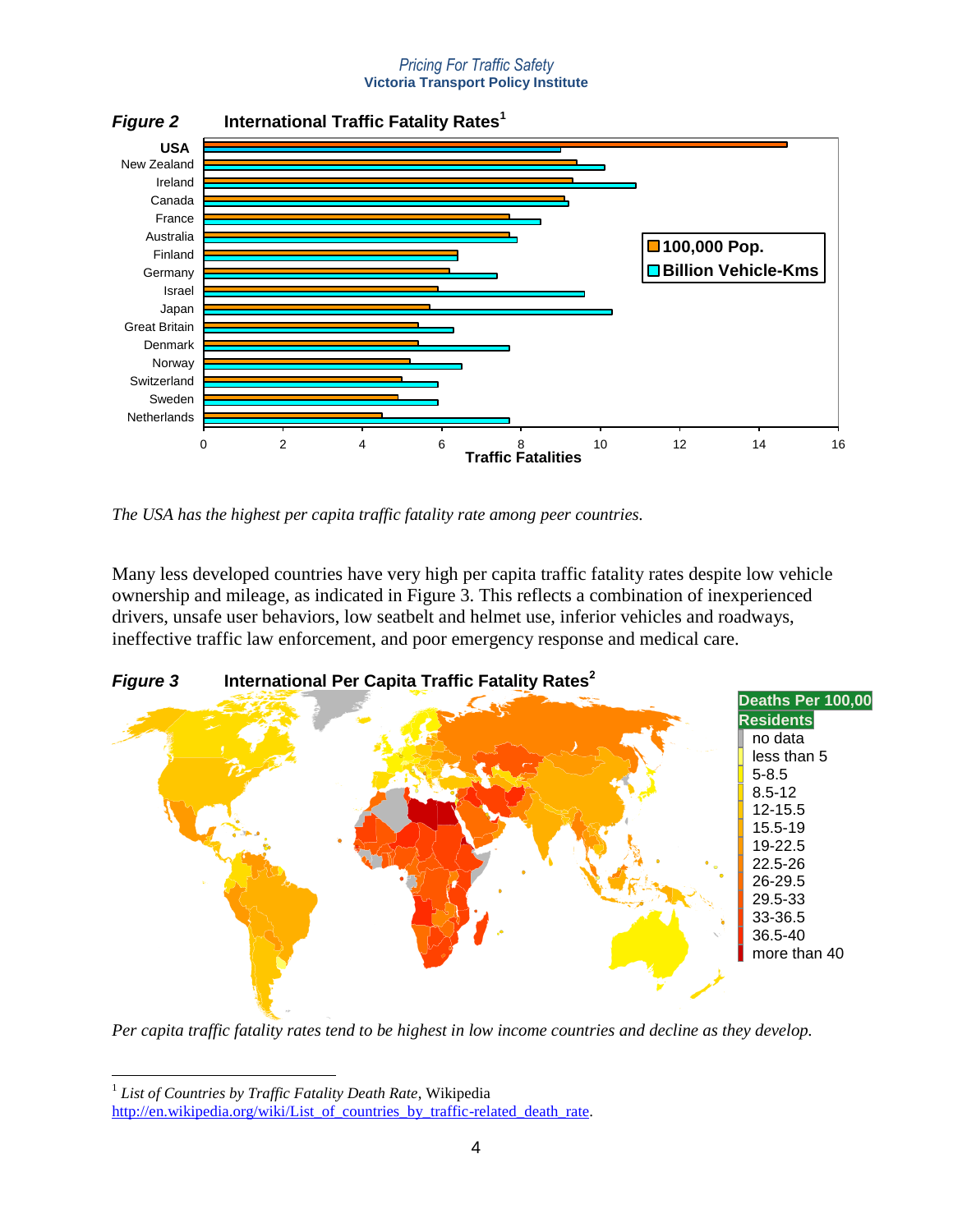**Figure 2** **International Traffic Fatality Rates**[1]

*The USA has the highest per capita traffic fatality rate among peer countries.*

Many less developed countries have very high per capita traffic fatality rates despite low vehicle ownership and mileage, as indicated in Figure 3. This reflects a combination of inexperienced drivers, unsafe user behaviors, low seatbelt and helmet use, inferior vehicles and roadways, ineffective traffic law enforcement, and poor emergency response and medical care.

**Figure 3** **International Per Capita Traffic Fatality Rates**[2]

*Per capita traffic fatality rates tend to be highest in low income countries and decline as they develop.*

---

[1] *List of Countries by Traffic Fatality Death Rate*, Wikipedia http://en.wikipedia.org/wiki/List_of_countries_by_traffic-related_death_rate.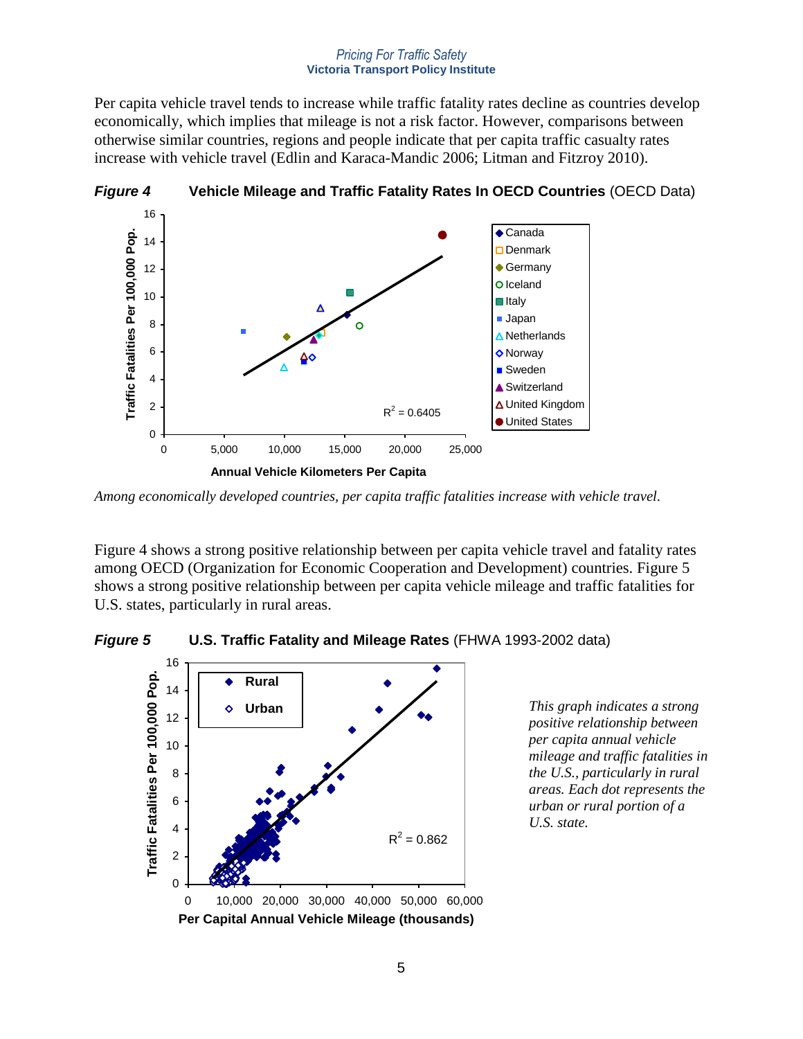Per capita vehicle travel tends to increase while traffic fatality rates decline as countries develop economically, which implies that mileage is not a risk factor. However, comparisons between otherwise similar countries, regions and people indicate that per capita traffic casualty rates increase with vehicle travel (Edlin and Karaca-Mandic 2006; Litman and Fitzroy 2010).

***Figure 4*** **Vehicle Mileage and Traffic Fatality Rates In OECD Countries** (OECD Data)

*Among economically developed countries, per capita traffic fatalities increase with vehicle travel.*

Figure 4 shows a strong positive relationship between per capita vehicle travel and fatality rates among OECD (Organization for Economic Cooperation and Development) countries. Figure 5 shows a strong positive relationship between per capita vehicle mileage and traffic fatalities for U.S. states, particularly in rural areas.

***Figure 5*** **U.S. Traffic Fatality and Mileage Rates** (FHWA 1993-2002 data)

*This graph indicates a strong positive relationship between per capita annual vehicle mileage and traffic fatalities in the U.S., particularly in rural areas. Each dot represents the urban or rural portion of a U.S. state.*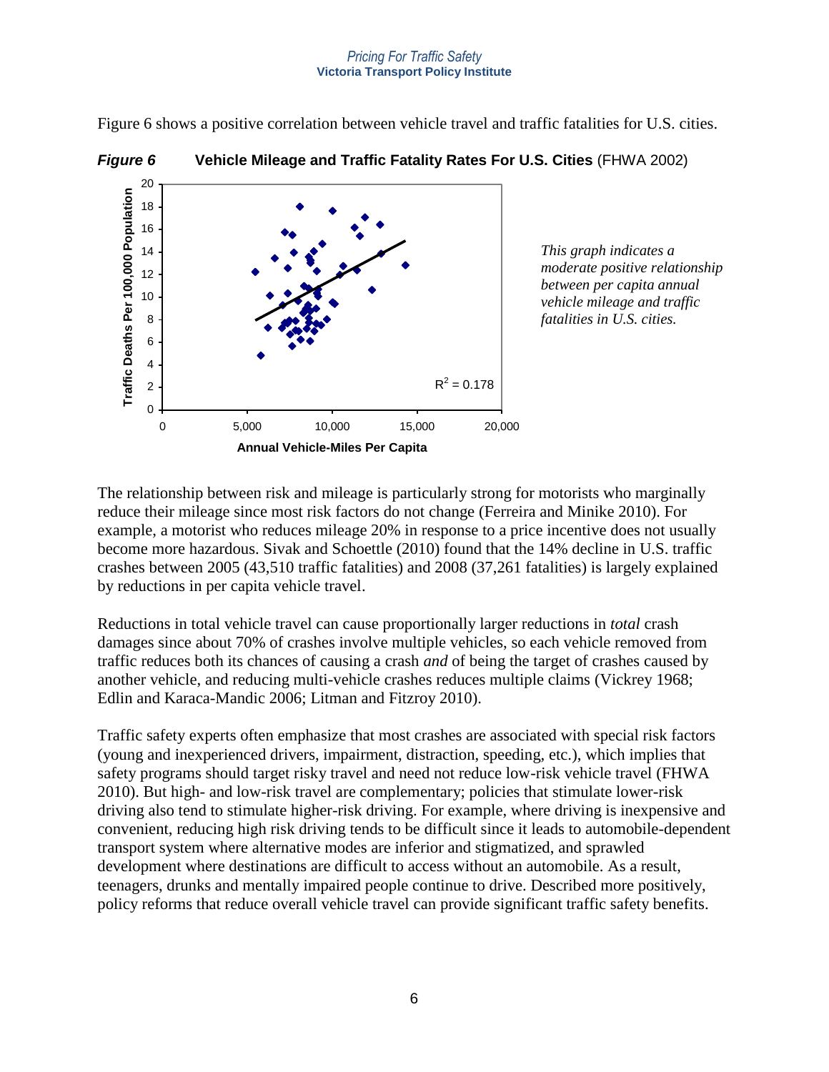Figure 6 shows a positive correlation between vehicle travel and traffic fatalities for U.S. cities.

***Figure 6*** **Vehicle Mileage and Traffic Fatality Rates For U.S. Cities** (FHWA 2002)

*This graph indicates a moderate positive relationship between per capita annual vehicle mileage and traffic fatalities in U.S. cities.*

The relationship between risk and mileage is particularly strong for motorists who marginally reduce their mileage since most risk factors do not change (Ferreira and Minike 2010). For example, a motorist who reduces mileage 20% in response to a price incentive does not usually become more hazardous. Sivak and Schoettle (2010) found that the 14% decline in U.S. traffic crashes between 2005 (43,510 traffic fatalities) and 2008 (37,261 fatalities) is largely explained by reductions in per capita vehicle travel.

Reductions in total vehicle travel can cause proportionally larger reductions in *total* crash damages since about 70% of crashes involve multiple vehicles, so each vehicle removed from traffic reduces both its chances of causing a crash *and* of being the target of crashes caused by another vehicle, and reducing multi-vehicle crashes reduces multiple claims (Vickrey 1968; Edlin and Karaca-Mandic 2006; Litman and Fitzroy 2010).

Traffic safety experts often emphasize that most crashes are associated with special risk factors (young and inexperienced drivers, impairment, distraction, speeding, etc.), which implies that safety programs should target risky travel and need not reduce low-risk vehicle travel (FHWA 2010). But high- and low-risk travel are complementary; policies that stimulate lower-risk driving also tend to stimulate higher-risk driving. For example, where driving is inexpensive and convenient, reducing high risk driving tends to be difficult since it leads to automobile-dependent transport system where alternative modes are inferior and stigmatized, and sprawled development where destinations are difficult to access without an automobile. As a result, teenagers, drunks and mentally impaired people continue to drive. Described more positively, policy reforms that reduce overall vehicle travel can provide significant traffic safety benefits.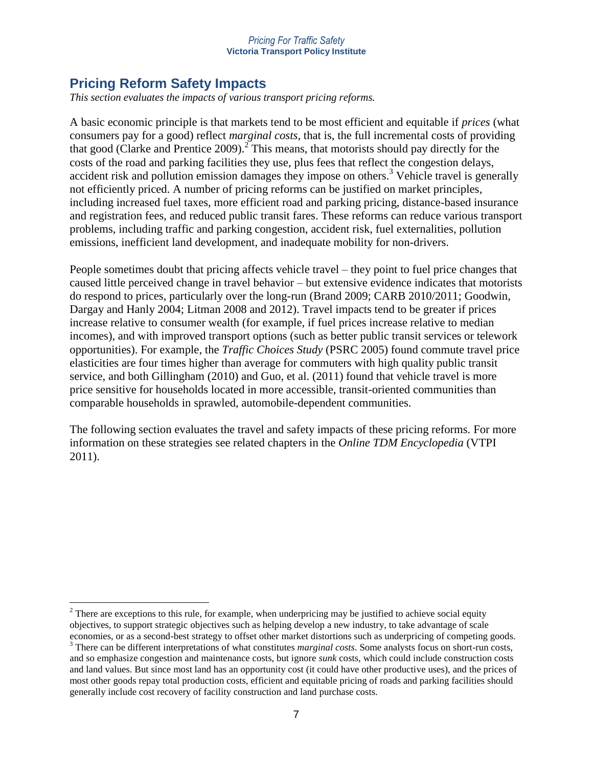## Pricing Reform Safety Impacts

*This section evaluates the impacts of various transport pricing reforms.*

A basic economic principle is that markets tend to be most efficient and equitable if *prices* (what consumers pay for a good) reflect *marginal costs*, that is, the full incremental costs of providing that good (Clarke and Prentice 2009).[2] This means, that motorists should pay directly for the costs of the road and parking facilities they use, plus fees that reflect the congestion delays, accident risk and pollution emission damages they impose on others.[3] Vehicle travel is generally not efficiently priced. A number of pricing reforms can be justified on market principles, including increased fuel taxes, more efficient road and parking pricing, distance-based insurance and registration fees, and reduced public transit fares. These reforms can reduce various transport problems, including traffic and parking congestion, accident risk, fuel externalities, pollution emissions, inefficient land development, and inadequate mobility for non-drivers.

People sometimes doubt that pricing affects vehicle travel – they point to fuel price changes that caused little perceived change in travel behavior – but extensive evidence indicates that motorists do respond to prices, particularly over the long-run (Brand 2009; CARB 2010/2011; Goodwin, Dargay and Hanly 2004; Litman 2008 and 2012). Travel impacts tend to be greater if prices increase relative to consumer wealth (for example, if fuel prices increase relative to median incomes), and with improved transport options (such as better public transit services or telework opportunities). For example, the *Traffic Choices Study* (PSRC 2005) found commute travel price elasticities are four times higher than average for commuters with high quality public transit service, and both Gillingham (2010) and Guo, et al. (2011) found that vehicle travel is more price sensitive for households located in more accessible, transit-oriented communities than comparable households in sprawled, automobile-dependent communities.

The following section evaluates the travel and safety impacts of these pricing reforms. For more information on these strategies see related chapters in the *Online TDM Encyclopedia* (VTPI 2011).

---

[2] There are exceptions to this rule, for example, when underpricing may be justified to achieve social equity objectives, to support strategic objectives such as helping develop a new industry, to take advantage of scale economies, or as a second-best strategy to offset other market distortions such as underpricing of competing goods.

[3] There can be different interpretations of what constitutes *marginal costs*. Some analysts focus on short-run costs, and so emphasize congestion and maintenance costs, but ignore *sunk* costs, which could include construction costs and land values. But since most land has an opportunity cost (it could have other productive uses), and the prices of most other goods repay total production costs, efficient and equitable pricing of roads and parking facilities should generally include cost recovery of facility construction and land purchase costs.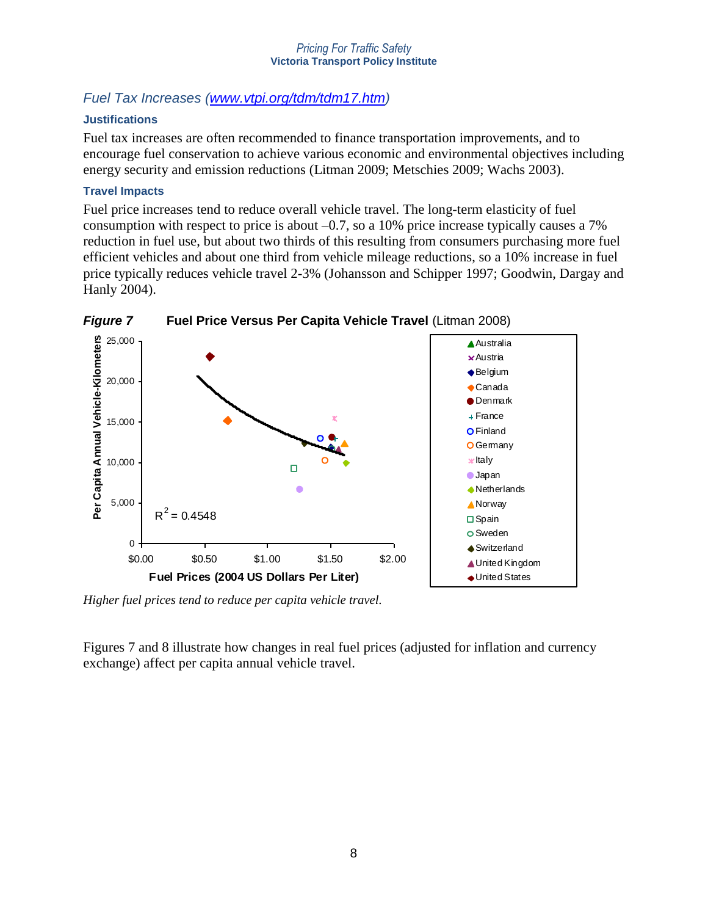## Fuel Tax Increases (www.vtpi.org/tdm/tdm17.htm)

### Justifications

Fuel tax increases are often recommended to finance transportation improvements, and to encourage fuel conservation to achieve various economic and environmental objectives including energy security and emission reductions (Litman 2009; Metschies 2009; Wachs 2003).

### Travel Impacts

Fuel price increases tend to reduce overall vehicle travel. The long-term elasticity of fuel consumption with respect to price is about –0.7, so a 10% price increase typically causes a 7% reduction in fuel use, but about two thirds of this resulting from consumers purchasing more fuel efficient vehicles and about one third from vehicle mileage reductions, so a 10% increase in fuel price typically reduces vehicle travel 2-3% (Johansson and Schipper 1997; Goodwin, Dargay and Hanly 2004).

***Figure 7*** **Fuel Price Versus Per Capita Vehicle Travel** (Litman 2008)

*Higher fuel prices tend to reduce per capita vehicle travel.*

Figures 7 and 8 illustrate how changes in real fuel prices (adjusted for inflation and currency exchange) affect per capita annual vehicle travel.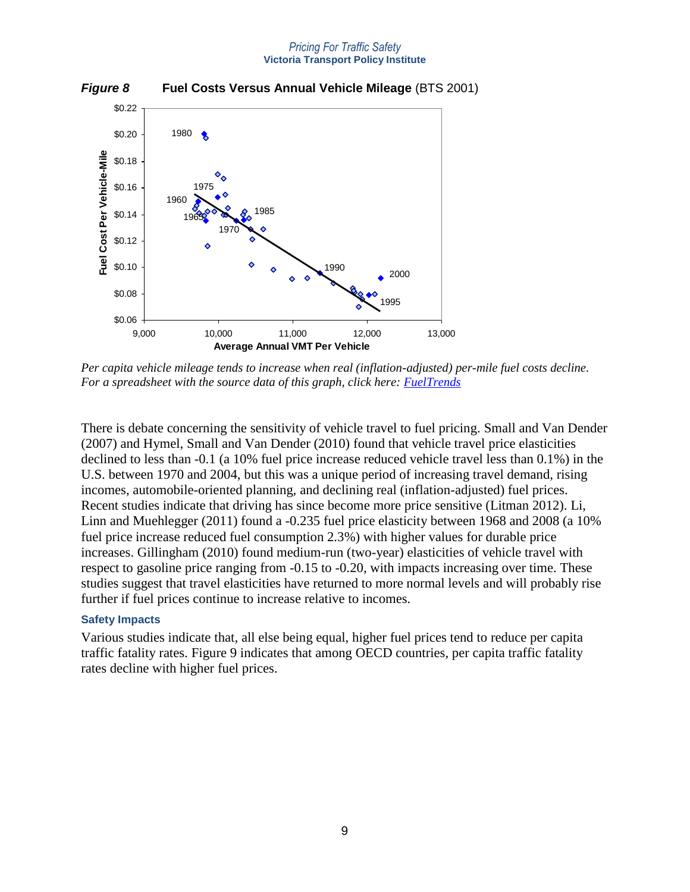***Figure 8*** **Fuel Costs Versus Annual Vehicle Mileage** (BTS 2001)

*Per capita vehicle mileage tends to increase when real (inflation-adjusted) per-mile fuel costs decline. For a spreadsheet with the source data of this graph, click here: [FuelTrends]*

There is debate concerning the sensitivity of vehicle travel to fuel pricing. Small and Van Dender (2007) and Hymel, Small and Van Dender (2010) found that vehicle travel price elasticities declined to less than -0.1 (a 10% fuel price increase reduced vehicle travel less than 0.1%) in the U.S. between 1970 and 2004, but this was a unique period of increasing travel demand, rising incomes, automobile-oriented planning, and declining real (inflation-adjusted) fuel prices. Recent studies indicate that driving has since become more price sensitive (Litman 2012). Li, Linn and Muehlegger (2011) found a -0.235 fuel price elasticity between 1968 and 2008 (a 10% fuel price increase reduced fuel consumption 2.3%) with higher values for durable price increases. Gillingham (2010) found medium-run (two-year) elasticities of vehicle travel with respect to gasoline price ranging from -0.15 to -0.20, with impacts increasing over time. These studies suggest that travel elasticities have returned to more normal levels and will probably rise further if fuel prices continue to increase relative to incomes.

### Safety Impacts

Various studies indicate that, all else being equal, higher fuel prices tend to reduce per capita traffic fatality rates. Figure 9 indicates that among OECD countries, per capita traffic fatality rates decline with higher fuel prices.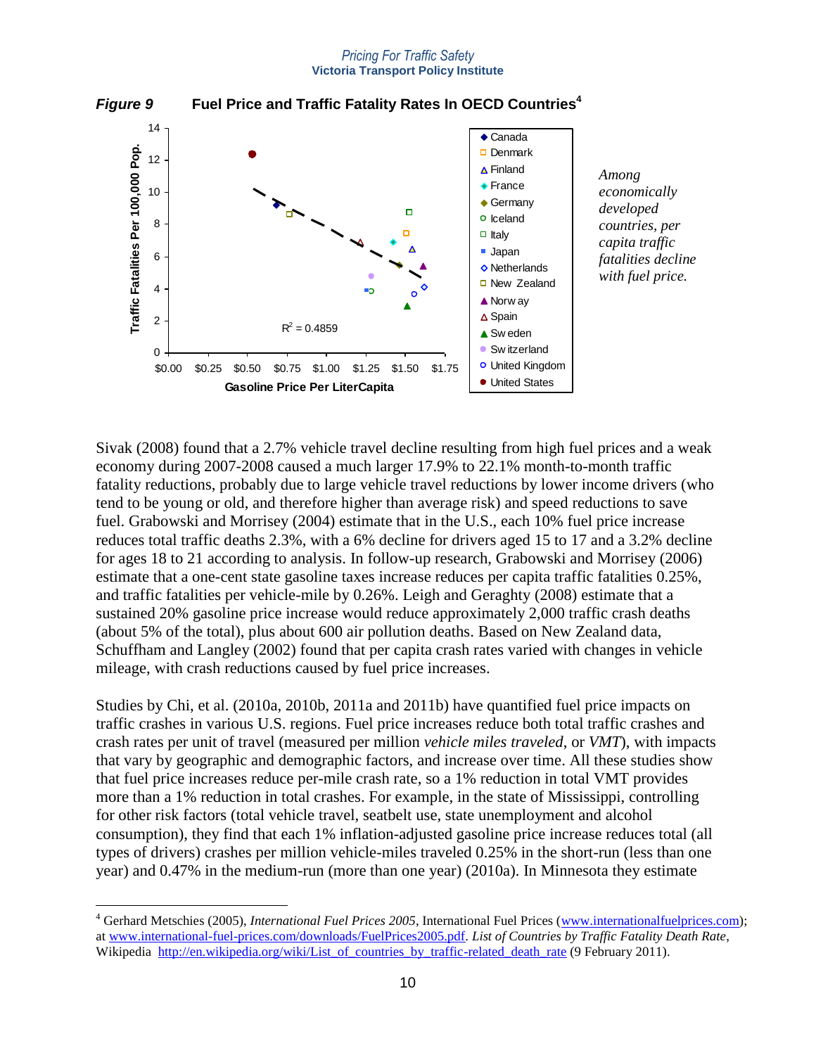***Figure 9*** **Fuel Price and Traffic Fatality Rates In OECD Countries**[4]

*Among economically developed countries, per capita traffic fatalities decline with fuel price.*

Sivak (2008) found that a 2.7% vehicle travel decline resulting from high fuel prices and a weak economy during 2007-2008 caused a much larger 17.9% to 22.1% month-to-month traffic fatality reductions, probably due to large vehicle travel reductions by lower income drivers (who tend to be young or old, and therefore higher than average risk) and speed reductions to save fuel. Grabowski and Morrisey (2004) estimate that in the U.S., each 10% fuel price increase reduces total traffic deaths 2.3%, with a 6% decline for drivers aged 15 to 17 and a 3.2% decline for ages 18 to 21 according to analysis. In follow-up research, Grabowski and Morrisey (2006) estimate that a one-cent state gasoline taxes increase reduces per capita traffic fatalities 0.25%, and traffic fatalities per vehicle-mile by 0.26%. Leigh and Geraghty (2008) estimate that a sustained 20% gasoline price increase would reduce approximately 2,000 traffic crash deaths (about 5% of the total), plus about 600 air pollution deaths. Based on New Zealand data, Schuffham and Langley (2002) found that per capita crash rates varied with changes in vehicle mileage, with crash reductions caused by fuel price increases.

Studies by Chi, et al. (2010a, 2010b, 2011a and 2011b) have quantified fuel price impacts on traffic crashes in various U.S. regions. Fuel price increases reduce both total traffic crashes and crash rates per unit of travel (measured per million *vehicle miles traveled*, or *VMT*), with impacts that vary by geographic and demographic factors, and increase over time. All these studies show that fuel price increases reduce per-mile crash rate, so a 1% reduction in total VMT provides more than a 1% reduction in total crashes. For example, in the state of Mississippi, controlling for other risk factors (total vehicle travel, seatbelt use, state unemployment and alcohol consumption), they find that each 1% inflation-adjusted gasoline price increase reduces total (all types of drivers) crashes per million vehicle-miles traveled 0.25% in the short-run (less than one year) and 0.47% in the medium-run (more than one year) (2010a). In Minnesota they estimate

---

[4] Gerhard Metschies (2005), *International Fuel Prices 2005*, International Fuel Prices (www.internationalfuelprices.com); at www.international-fuel-prices.com/downloads/FuelPrices2005.pdf. *List of Countries by Traffic Fatality Death Rate*, Wikipedia http://en.wikipedia.org/wiki/List_of_countries_by_traffic-related_death_rate (9 February 2011).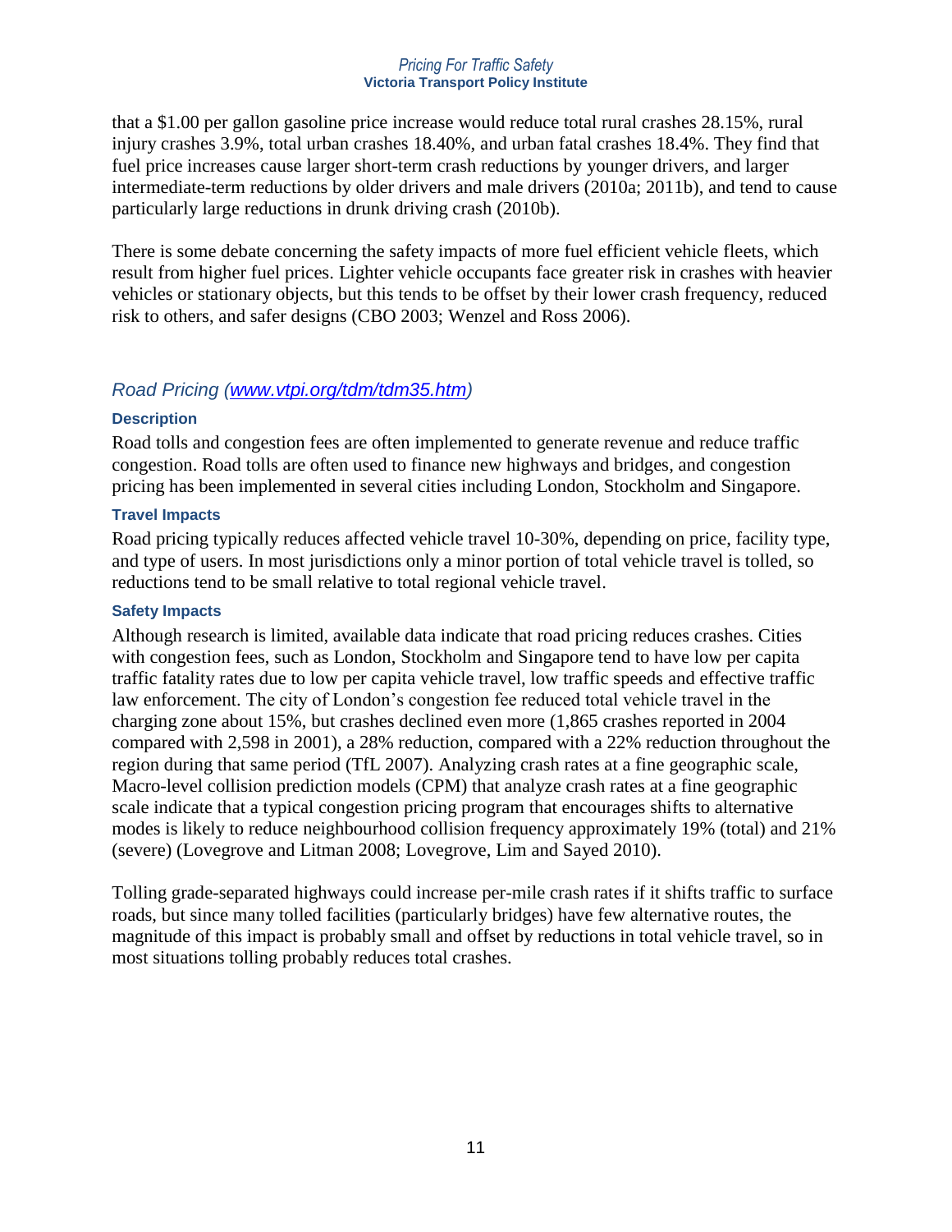that a $1.00 per gallon gasoline price increase would reduce total rural crashes 28.15%, rural injury crashes 3.9%, total urban crashes 18.40%, and urban fatal crashes 18.4%. They find that fuel price increases cause larger short-term crash reductions by younger drivers, and larger intermediate-term reductions by older drivers and male drivers (2010a; 2011b), and tend to cause particularly large reductions in drunk driving crash (2010b).

There is some debate concerning the safety impacts of more fuel efficient vehicle fleets, which result from higher fuel prices. Lighter vehicle occupants face greater risk in crashes with heavier vehicles or stationary objects, but this tends to be offset by their lower crash frequency, reduced risk to others, and safer designs (CBO 2003; Wenzel and Ross 2006).

## *Road Pricing ([www.vtpi.org/tdm/tdm35.htm](www.vtpi.org/tdm/tdm35.htm))*

### Description

Road tolls and congestion fees are often implemented to generate revenue and reduce traffic congestion. Road tolls are often used to finance new highways and bridges, and congestion pricing has been implemented in several cities including London, Stockholm and Singapore.

### Travel Impacts

Road pricing typically reduces affected vehicle travel 10-30%, depending on price, facility type, and type of users. In most jurisdictions only a minor portion of total vehicle travel is tolled, so reductions tend to be small relative to total regional vehicle travel.

### Safety Impacts

Although research is limited, available data indicate that road pricing reduces crashes. Cities with congestion fees, such as London, Stockholm and Singapore tend to have low per capita traffic fatality rates due to low per capita vehicle travel, low traffic speeds and effective traffic law enforcement. The city of London's congestion fee reduced total vehicle travel in the charging zone about 15%, but crashes declined even more (1,865 crashes reported in 2004 compared with 2,598 in 2001), a 28% reduction, compared with a 22% reduction throughout the region during that same period (TfL 2007). Analyzing crash rates at a fine geographic scale, Macro-level collision prediction models (CPM) that analyze crash rates at a fine geographic scale indicate that a typical congestion pricing program that encourages shifts to alternative modes is likely to reduce neighbourhood collision frequency approximately 19% (total) and 21% (severe) (Lovegrove and Litman 2008; Lovegrove, Lim and Sayed 2010).

Tolling grade-separated highways could increase per-mile crash rates if it shifts traffic to surface roads, but since many tolled facilities (particularly bridges) have few alternative routes, the magnitude of this impact is probably small and offset by reductions in total vehicle travel, so in most situations tolling probably reduces total crashes.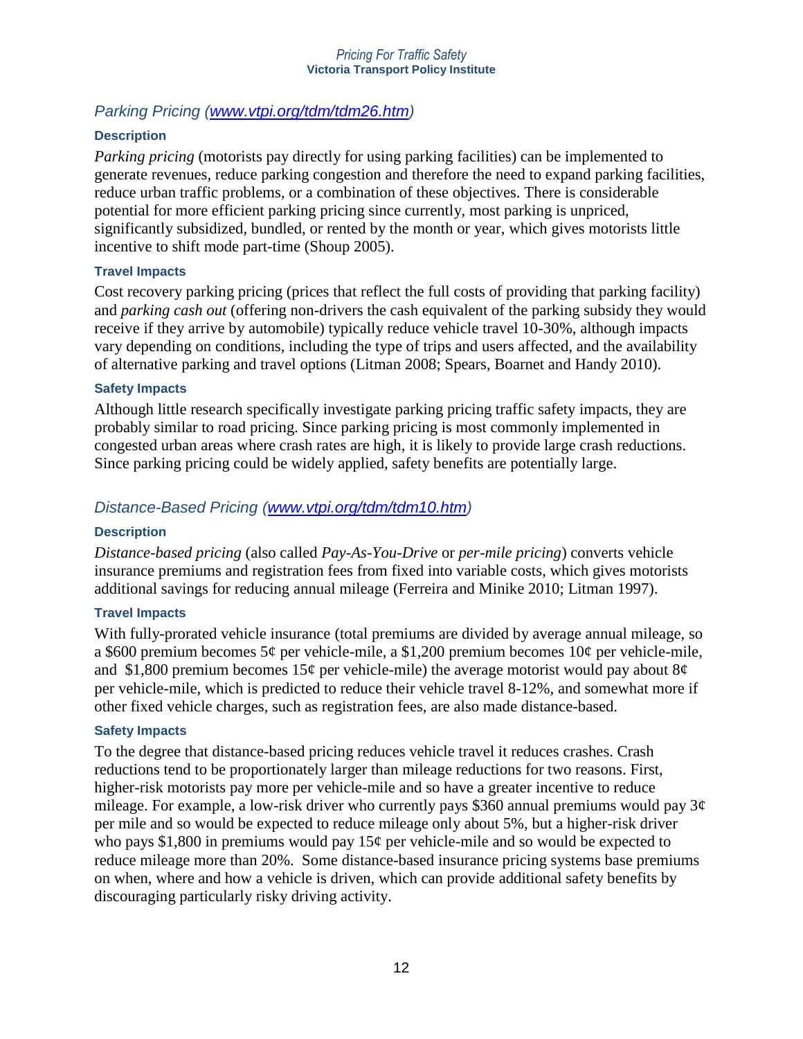## *Parking Pricing ([www.vtpi.org/tdm/tdm26.htm](www.vtpi.org/tdm/tdm26.htm))*

### Description

*Parking pricing* (motorists pay directly for using parking facilities) can be implemented to generate revenues, reduce parking congestion and therefore the need to expand parking facilities, reduce urban traffic problems, or a combination of these objectives. There is considerable potential for more efficient parking pricing since currently, most parking is unpriced, significantly subsidized, bundled, or rented by the month or year, which gives motorists little incentive to shift mode part-time (Shoup 2005).

### Travel Impacts

Cost recovery parking pricing (prices that reflect the full costs of providing that parking facility) and *parking cash out* (offering non-drivers the cash equivalent of the parking subsidy they would receive if they arrive by automobile) typically reduce vehicle travel 10-30%, although impacts vary depending on conditions, including the type of trips and users affected, and the availability of alternative parking and travel options (Litman 2008; Spears, Boarnet and Handy 2010).

### Safety Impacts

Although little research specifically investigate parking pricing traffic safety impacts, they are probably similar to road pricing. Since parking pricing is most commonly implemented in congested urban areas where crash rates are high, it is likely to provide large crash reductions. Since parking pricing could be widely applied, safety benefits are potentially large.

## *Distance-Based Pricing ([www.vtpi.org/tdm/tdm10.htm](www.vtpi.org/tdm/tdm10.htm))*

### Description

*Distance-based pricing* (also called *Pay-As-You-Drive* or *per-mile pricing*) converts vehicle insurance premiums and registration fees from fixed into variable costs, which gives motorists additional savings for reducing annual mileage (Ferreira and Minike 2010; Litman 1997).

### Travel Impacts

With fully-prorated vehicle insurance (total premiums are divided by average annual mileage, so a $600 premium becomes 5¢ per vehicle-mile, a $1,200 premium becomes 10¢ per vehicle-mile, and $1,800 premium becomes 15¢ per vehicle-mile) the average motorist would pay about 8¢ per vehicle-mile, which is predicted to reduce their vehicle travel 8-12%, and somewhat more if other fixed vehicle charges, such as registration fees, are also made distance-based.

### Safety Impacts

To the degree that distance-based pricing reduces vehicle travel it reduces crashes. Crash reductions tend to be proportionately larger than mileage reductions for two reasons. First, higher-risk motorists pay more per vehicle-mile and so have a greater incentive to reduce mileage. For example, a low-risk driver who currently pays $360 annual premiums would pay 3¢ per mile and so would be expected to reduce mileage only about 5%, but a higher-risk driver who pays $1,800 in premiums would pay 15¢ per vehicle-mile and so would be expected to reduce mileage more than 20%. Some distance-based insurance pricing systems base premiums on when, where and how a vehicle is driven, which can provide additional safety benefits by discouraging particularly risky driving activity.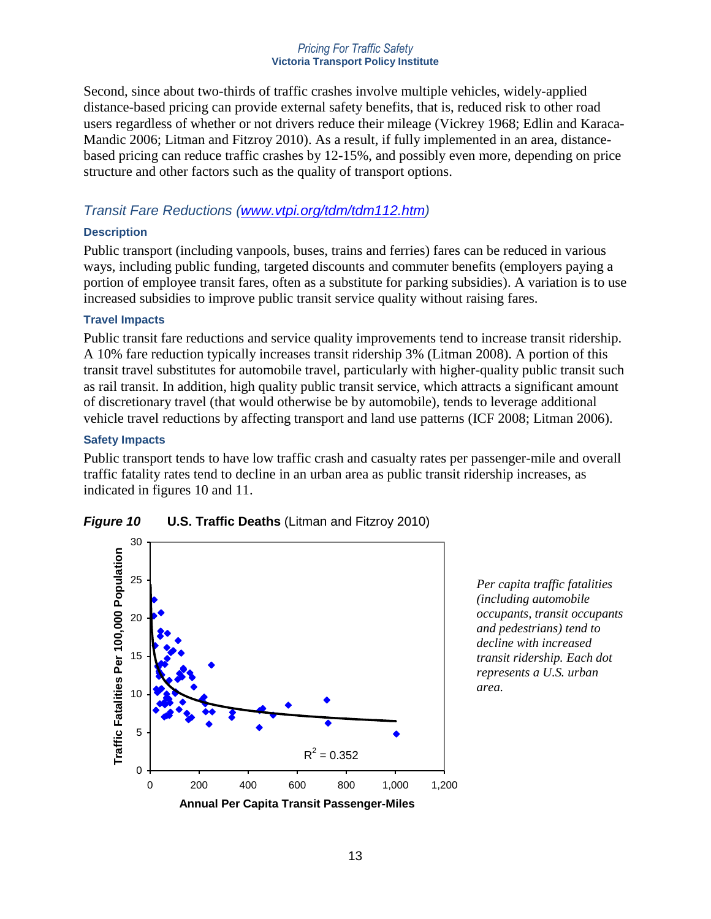Second, since about two-thirds of traffic crashes involve multiple vehicles, widely-applied distance-based pricing can provide external safety benefits, that is, reduced risk to other road users regardless of whether or not drivers reduce their mileage (Vickrey 1968; Edlin and Karaca-Mandic 2006; Litman and Fitzroy 2010). As a result, if fully implemented in an area, distance-based pricing can reduce traffic crashes by 12-15%, and possibly even more, depending on price structure and other factors such as the quality of transport options.

### *Transit Fare Reductions (www.vtpi.org/tdm/tdm112.htm)*

#### Description

Public transport (including vanpools, buses, trains and ferries) fares can be reduced in various ways, including public funding, targeted discounts and commuter benefits (employers paying a portion of employee transit fares, often as a substitute for parking subsidies). A variation is to use increased subsidies to improve public transit service quality without raising fares.

#### Travel Impacts

Public transit fare reductions and service quality improvements tend to increase transit ridership. A 10% fare reduction typically increases transit ridership 3% (Litman 2008). A portion of this transit travel substitutes for automobile travel, particularly with higher-quality public transit such as rail transit. In addition, high quality public transit service, which attracts a significant amount of discretionary travel (that would otherwise be by automobile), tends to leverage additional vehicle travel reductions by affecting transport and land use patterns (ICF 2008; Litman 2006).

#### Safety Impacts

Public transport tends to have low traffic crash and casualty rates per passenger-mile and overall traffic fatality rates tend to decline in an urban area as public transit ridership increases, as indicated in figures 10 and 11.

***Figure 10*** **U.S. Traffic Deaths** (Litman and Fitzroy 2010)

*Per capita traffic fatalities (including automobile occupants, transit occupants and pedestrians) tend to decline with increased transit ridership. Each dot represents a U.S. urban area.*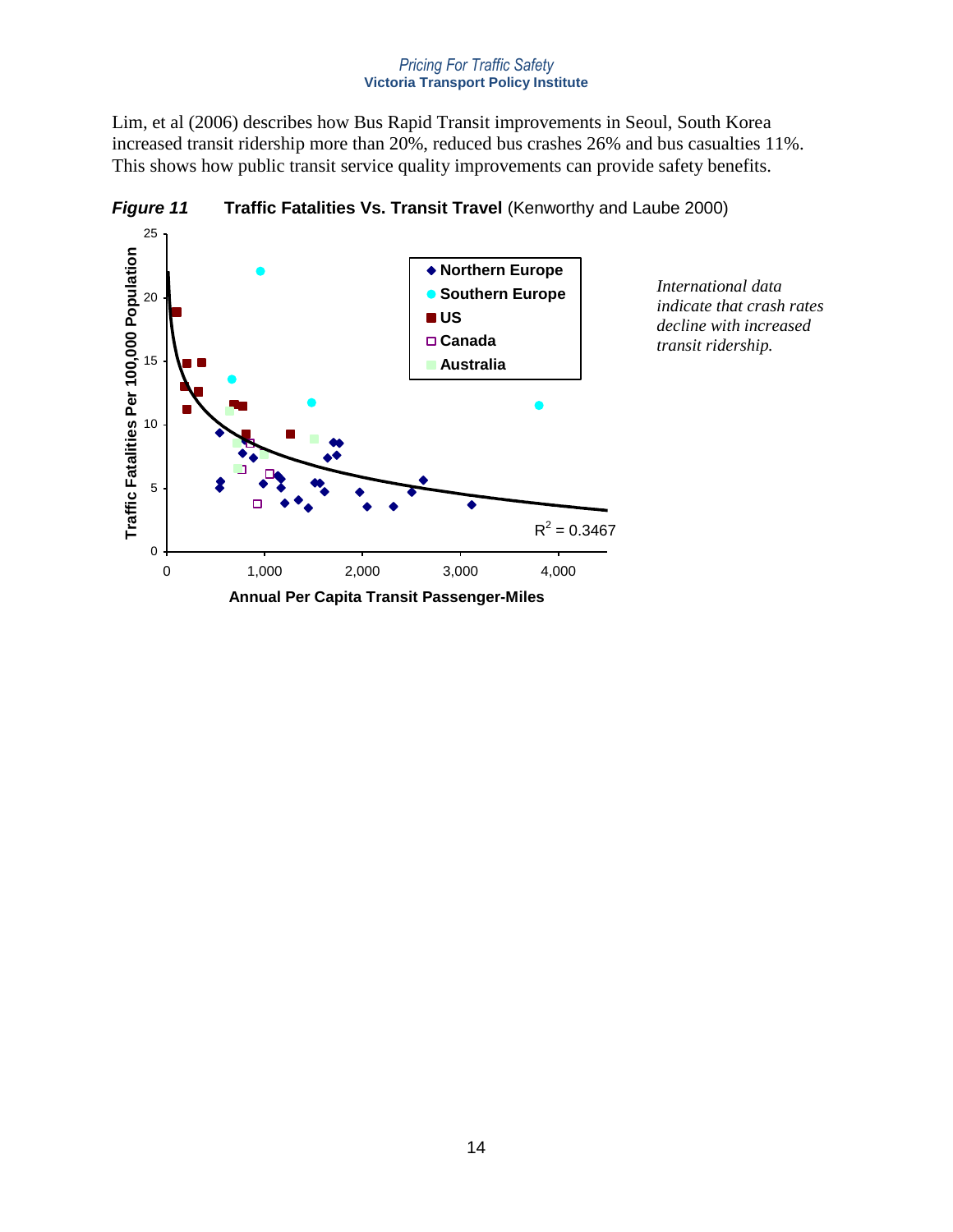Lim, et al (2006) describes how Bus Rapid Transit improvements in Seoul, South Korea increased transit ridership more than 20%, reduced bus crashes 26% and bus casualties 11%. This shows how public transit service quality improvements can provide safety benefits.

***Figure 11*** **Traffic Fatalities Vs. Transit Travel** (Kenworthy and Laube 2000)

*International data indicate that crash rates decline with increased transit ridership.*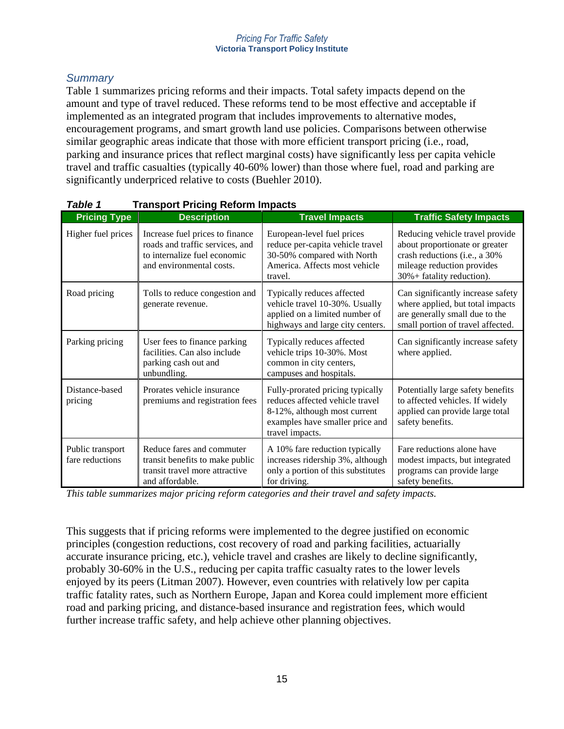## Summary

Table 1 summarizes pricing reforms and their impacts. Total safety impacts depend on the amount and type of travel reduced. These reforms tend to be most effective and acceptable if implemented as an integrated program that includes improvements to alternative modes, encouragement programs, and smart growth land use policies. Comparisons between otherwise similar geographic areas indicate that those with more efficient transport pricing (i.e., road, parking and insurance prices that reflect marginal costs) have significantly less per capita vehicle travel and traffic casualties (typically 40-60% lower) than those where fuel, road and parking are significantly underpriced relative to costs (Buehler 2010).

***Table 1*** **Transport Pricing Reform Impacts**

| Pricing Type | Description | Travel Impacts | Traffic Safety Impacts |
|---|---|---|---|
| Higher fuel prices | Increase fuel prices to finance roads and traffic services, and to internalize fuel economic and environmental costs. | European-level fuel prices reduce per-capita vehicle travel 30-50% compared with North America. Affects most vehicle travel. | Reducing vehicle travel provide about proportionate or greater crash reductions (i.e., a 30% mileage reduction provides 30%+ fatality reduction). |
| Road pricing | Tolls to reduce congestion and generate revenue. | Typically reduces affected vehicle travel 10-30%. Usually applied on a limited number of highways and large city centers. | Can significantly increase safety where applied, but total impacts are generally small due to the small portion of travel affected. |
| Parking pricing | User fees to finance parking facilities. Can also include parking cash out and unbundling. | Typically reduces affected vehicle trips 10-30%. Most common in city centers, campuses and hospitals. | Can significantly increase safety where applied. |
| Distance-based pricing | Prorates vehicle insurance premiums and registration fees | Fully-prorated pricing typically reduces affected vehicle travel 8-12%, although most current examples have smaller price and travel impacts. | Potentially large safety benefits to affected vehicles. If widely applied can provide large total safety benefits. |
| Public transport fare reductions | Reduce fares and commuter transit benefits to make public transit travel more attractive and affordable. | A 10% fare reduction typically increases ridership 3%, although only a portion of this substitutes for driving. | Fare reductions alone have modest impacts, but integrated programs can provide large safety benefits. |

*This table summarizes major pricing reform categories and their travel and safety impacts.*

This suggests that if pricing reforms were implemented to the degree justified on economic principles (congestion reductions, cost recovery of road and parking facilities, actuarially accurate insurance pricing, etc.), vehicle travel and crashes are likely to decline significantly, probably 30-60% in the U.S., reducing per capita traffic casualty rates to the lower levels enjoyed by its peers (Litman 2007). However, even countries with relatively low per capita traffic fatality rates, such as Northern Europe, Japan and Korea could implement more efficient road and parking pricing, and distance-based insurance and registration fees, which would further increase traffic safety, and help achieve other planning objectives.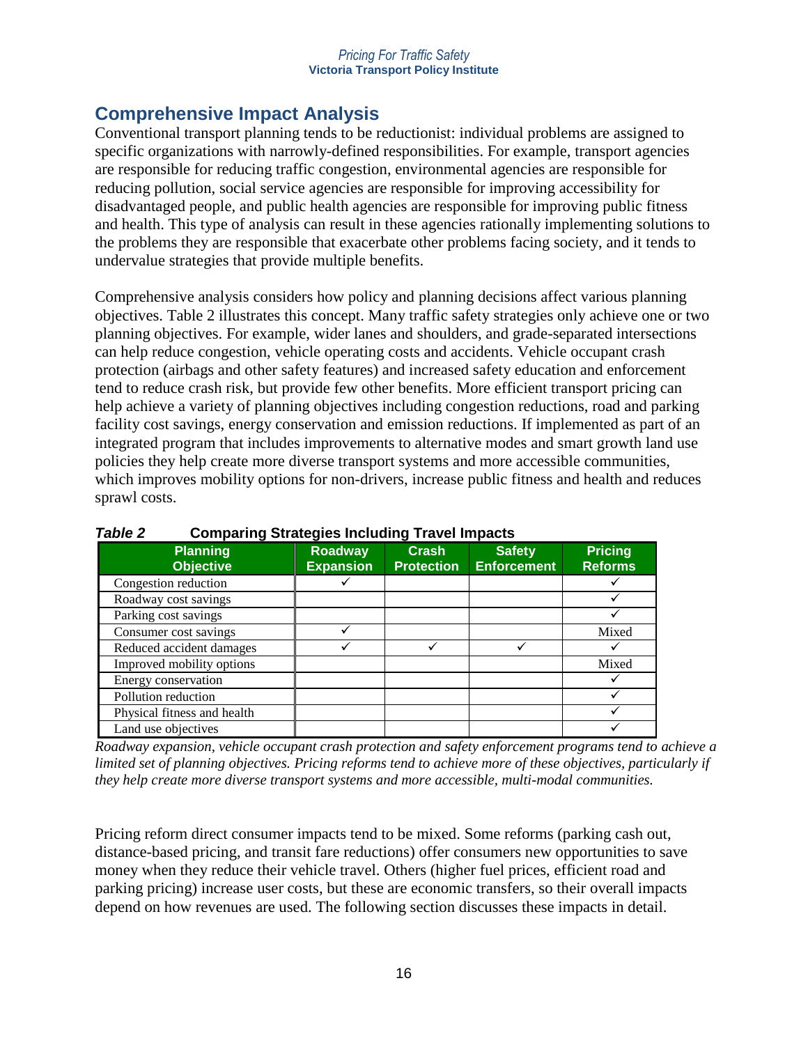## Comprehensive Impact Analysis

Conventional transport planning tends to be reductionist: individual problems are assigned to specific organizations with narrowly-defined responsibilities. For example, transport agencies are responsible for reducing traffic congestion, environmental agencies are responsible for reducing pollution, social service agencies are responsible for improving accessibility for disadvantaged people, and public health agencies are responsible for improving public fitness and health. This type of analysis can result in these agencies rationally implementing solutions to the problems they are responsible that exacerbate other problems facing society, and it tends to undervalue strategies that provide multiple benefits.

Comprehensive analysis considers how policy and planning decisions affect various planning objectives. Table 2 illustrates this concept. Many traffic safety strategies only achieve one or two planning objectives. For example, wider lanes and shoulders, and grade-separated intersections can help reduce congestion, vehicle operating costs and accidents. Vehicle occupant crash protection (airbags and other safety features) and increased safety education and enforcement tend to reduce crash risk, but provide few other benefits. More efficient transport pricing can help achieve a variety of planning objectives including congestion reductions, road and parking facility cost savings, energy conservation and emission reductions. If implemented as part of an integrated program that includes improvements to alternative modes and smart growth land use policies they help create more diverse transport systems and more accessible communities, which improves mobility options for non-drivers, increase public fitness and health and reduces sprawl costs.

***Table 2*** **Comparing Strategies Including Travel Impacts**

| Planning Objective | Roadway Expansion | Crash Protection | Safety Enforcement | Pricing Reforms |
|---|---|---|---|---|
| Congestion reduction | ✓ | | | ✓ |
| Roadway cost savings | | | | ✓ |
| Parking cost savings | | | | ✓ |
| Consumer cost savings | ✓ | | | Mixed |
| Reduced accident damages | ✓ | ✓ | ✓ | ✓ |
| Improved mobility options | | | | Mixed |
| Energy conservation | | | | ✓ |
| Pollution reduction | | | | ✓ |
| Physical fitness and health | | | | ✓ |
| Land use objectives | | | | ✓ |

*Roadway expansion, vehicle occupant crash protection and safety enforcement programs tend to achieve a limited set of planning objectives. Pricing reforms tend to achieve more of these objectives, particularly if they help create more diverse transport systems and more accessible, multi-modal communities.*

Pricing reform direct consumer impacts tend to be mixed. Some reforms (parking cash out, distance-based pricing, and transit fare reductions) offer consumers new opportunities to save money when they reduce their vehicle travel. Others (higher fuel prices, efficient road and parking pricing) increase user costs, but these are economic transfers, so their overall impacts depend on how revenues are used. The following section discusses these impacts in detail.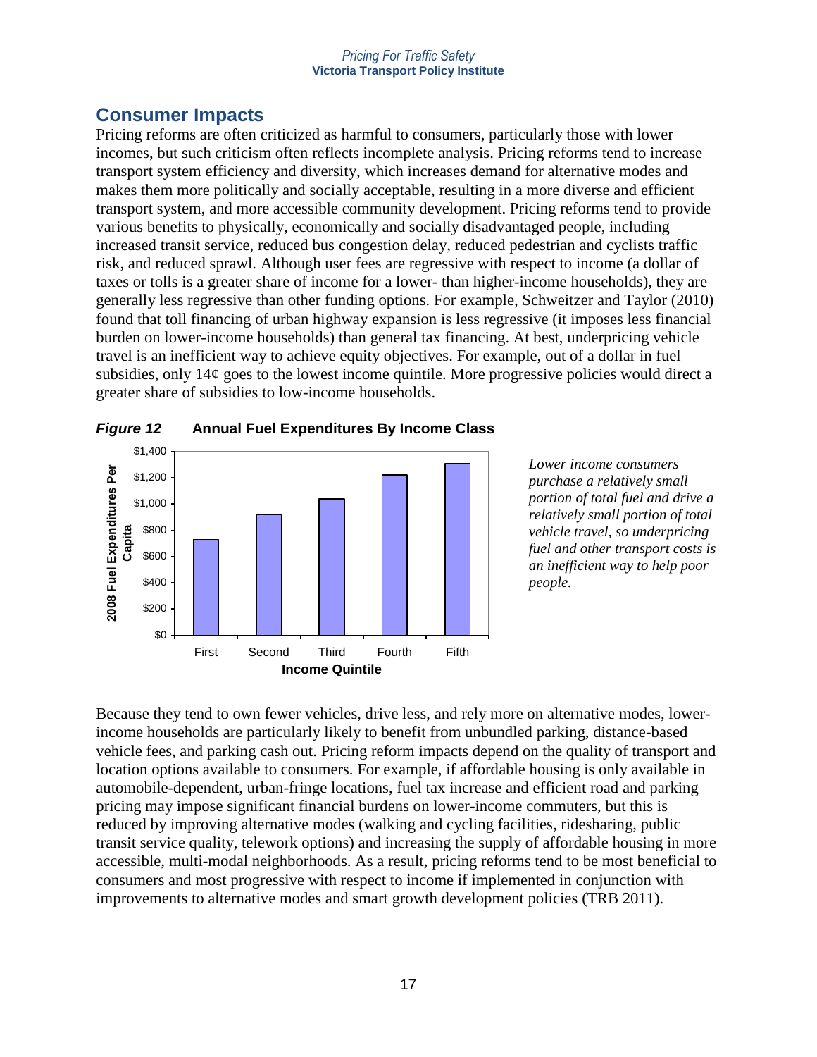## Consumer Impacts

Pricing reforms are often criticized as harmful to consumers, particularly those with lower incomes, but such criticism often reflects incomplete analysis. Pricing reforms tend to increase transport system efficiency and diversity, which increases demand for alternative modes and makes them more politically and socially acceptable, resulting in a more diverse and efficient transport system, and more accessible community development. Pricing reforms tend to provide various benefits to physically, economically and socially disadvantaged people, including increased transit service, reduced bus congestion delay, reduced pedestrian and cyclists traffic risk, and reduced sprawl. Although user fees are regressive with respect to income (a dollar of taxes or tolls is a greater share of income for a lower- than higher-income households), they are generally less regressive than other funding options. For example, Schweitzer and Taylor (2010) found that toll financing of urban highway expansion is less regressive (it imposes less financial burden on lower-income households) than general tax financing. At best, underpricing vehicle travel is an inefficient way to achieve equity objectives. For example, out of a dollar in fuel subsidies, only 14¢ goes to the lowest income quintile. More progressive policies would direct a greater share of subsidies to low-income households.

***Figure 12*** **Annual Fuel Expenditures By Income Class**

*Lower income consumers purchase a relatively small portion of total fuel and drive a relatively small portion of total vehicle travel, so underpricing fuel and other transport costs is an inefficient way to help poor people.*

Because they tend to own fewer vehicles, drive less, and rely more on alternative modes, lower-income households are particularly likely to benefit from unbundled parking, distance-based vehicle fees, and parking cash out. Pricing reform impacts depend on the quality of transport and location options available to consumers. For example, if affordable housing is only available in automobile-dependent, urban-fringe locations, fuel tax increase and efficient road and parking pricing may impose significant financial burdens on lower-income commuters, but this is reduced by improving alternative modes (walking and cycling facilities, ridesharing, public transit service quality, telework options) and increasing the supply of affordable housing in more accessible, multi-modal neighborhoods. As a result, pricing reforms tend to be most beneficial to consumers and most progressive with respect to income if implemented in conjunction with improvements to alternative modes and smart growth development policies (TRB 2011).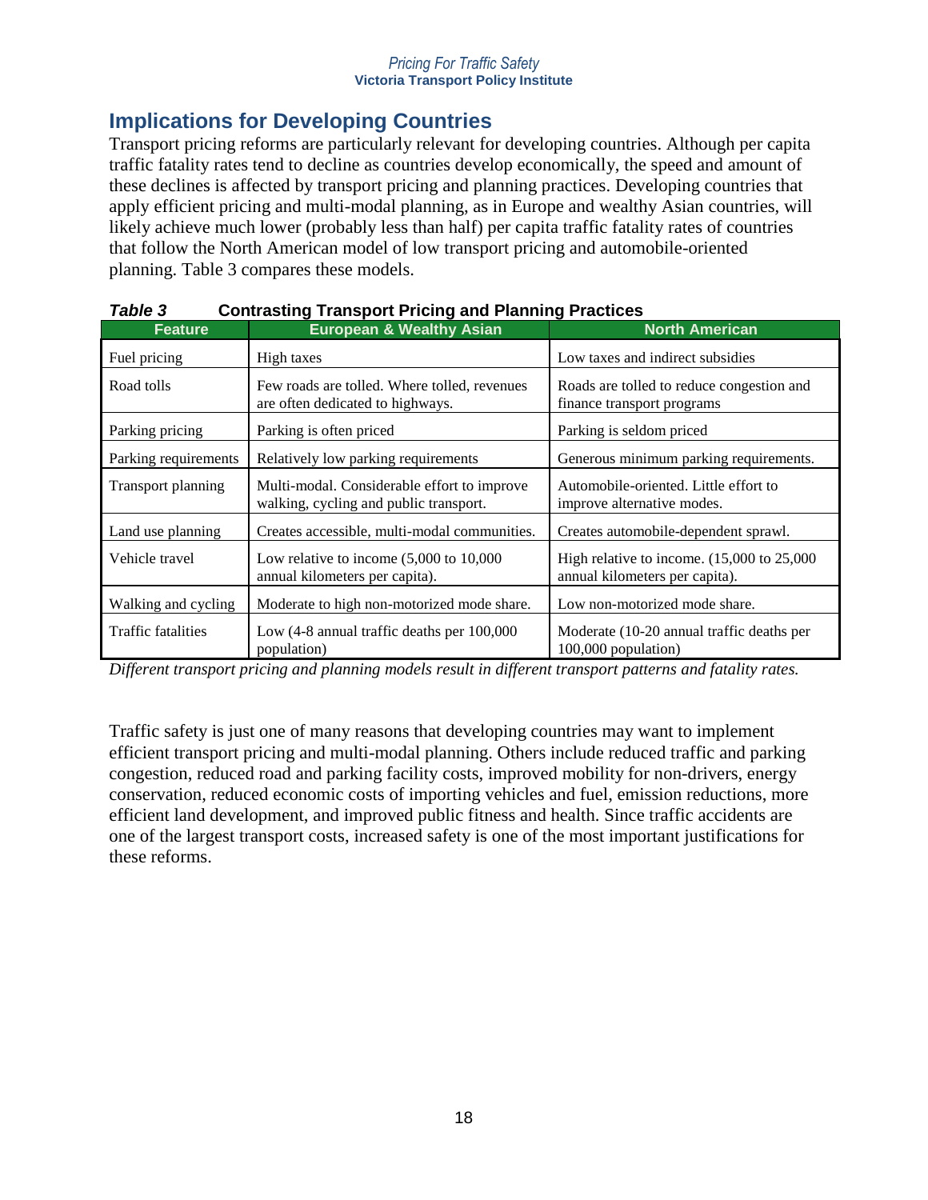## Implications for Developing Countries

Transport pricing reforms are particularly relevant for developing countries. Although per capita traffic fatality rates tend to decline as countries develop economically, the speed and amount of these declines is affected by transport pricing and planning practices. Developing countries that apply efficient pricing and multi-modal planning, as in Europe and wealthy Asian countries, will likely achieve much lower (probably less than half) per capita traffic fatality rates of countries that follow the North American model of low transport pricing and automobile-oriented planning. Table 3 compares these models.

***Table 3*** **Contrasting Transport Pricing and Planning Practices**

| Feature | European & Wealthy Asian | North American |
|---|---|---|
| Fuel pricing | High taxes | Low taxes and indirect subsidies |
| Road tolls | Few roads are tolled. Where tolled, revenues are often dedicated to highways. | Roads are tolled to reduce congestion and finance transport programs |
| Parking pricing | Parking is often priced | Parking is seldom priced |
| Parking requirements | Relatively low parking requirements | Generous minimum parking requirements. |
| Transport planning | Multi-modal. Considerable effort to improve walking, cycling and public transport. | Automobile-oriented. Little effort to improve alternative modes. |
| Land use planning | Creates accessible, multi-modal communities. | Creates automobile-dependent sprawl. |
| Vehicle travel | Low relative to income (5,000 to 10,000 annual kilometers per capita). | High relative to income. (15,000 to 25,000 annual kilometers per capita). |
| Walking and cycling | Moderate to high non-motorized mode share. | Low non-motorized mode share. |
| Traffic fatalities | Low (4-8 annual traffic deaths per 100,000 population) | Moderate (10-20 annual traffic deaths per 100,000 population) |

*Different transport pricing and planning models result in different transport patterns and fatality rates.*

Traffic safety is just one of many reasons that developing countries may want to implement efficient transport pricing and multi-modal planning. Others include reduced traffic and parking congestion, reduced road and parking facility costs, improved mobility for non-drivers, energy conservation, reduced economic costs of importing vehicles and fuel, emission reductions, more efficient land development, and improved public fitness and health. Since traffic accidents are one of the largest transport costs, increased safety is one of the most important justifications for these reforms.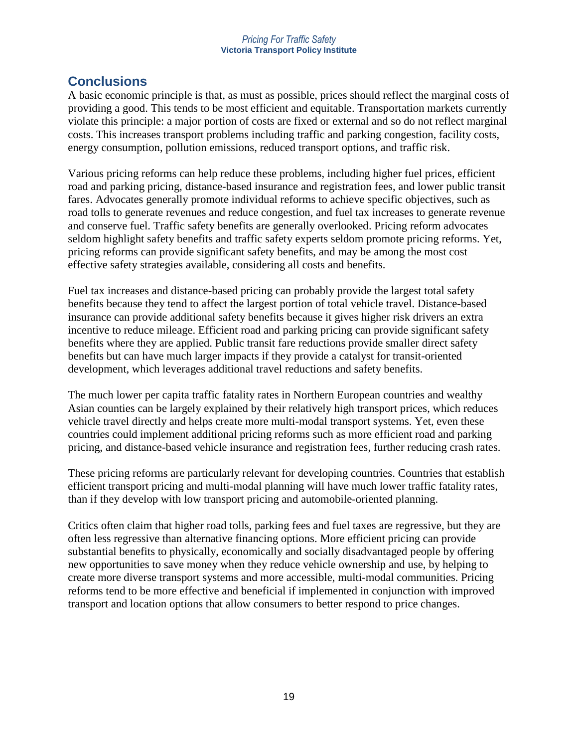## Conclusions

A basic economic principle is that, as must as possible, prices should reflect the marginal costs of providing a good. This tends to be most efficient and equitable. Transportation markets currently violate this principle: a major portion of costs are fixed or external and so do not reflect marginal costs. This increases transport problems including traffic and parking congestion, facility costs, energy consumption, pollution emissions, reduced transport options, and traffic risk.

Various pricing reforms can help reduce these problems, including higher fuel prices, efficient road and parking pricing, distance-based insurance and registration fees, and lower public transit fares. Advocates generally promote individual reforms to achieve specific objectives, such as road tolls to generate revenues and reduce congestion, and fuel tax increases to generate revenue and conserve fuel. Traffic safety benefits are generally overlooked. Pricing reform advocates seldom highlight safety benefits and traffic safety experts seldom promote pricing reforms. Yet, pricing reforms can provide significant safety benefits, and may be among the most cost effective safety strategies available, considering all costs and benefits.

Fuel tax increases and distance-based pricing can probably provide the largest total safety benefits because they tend to affect the largest portion of total vehicle travel. Distance-based insurance can provide additional safety benefits because it gives higher risk drivers an extra incentive to reduce mileage. Efficient road and parking pricing can provide significant safety benefits where they are applied. Public transit fare reductions provide smaller direct safety benefits but can have much larger impacts if they provide a catalyst for transit-oriented development, which leverages additional travel reductions and safety benefits.

The much lower per capita traffic fatality rates in Northern European countries and wealthy Asian counties can be largely explained by their relatively high transport prices, which reduces vehicle travel directly and helps create more multi-modal transport systems. Yet, even these countries could implement additional pricing reforms such as more efficient road and parking pricing, and distance-based vehicle insurance and registration fees, further reducing crash rates.

These pricing reforms are particularly relevant for developing countries. Countries that establish efficient transport pricing and multi-modal planning will have much lower traffic fatality rates, than if they develop with low transport pricing and automobile-oriented planning.

Critics often claim that higher road tolls, parking fees and fuel taxes are regressive, but they are often less regressive than alternative financing options. More efficient pricing can provide substantial benefits to physically, economically and socially disadvantaged people by offering new opportunities to save money when they reduce vehicle ownership and use, by helping to create more diverse transport systems and more accessible, multi-modal communities. Pricing reforms tend to be more effective and beneficial if implemented in conjunction with improved transport and location options that allow consumers to better respond to price changes.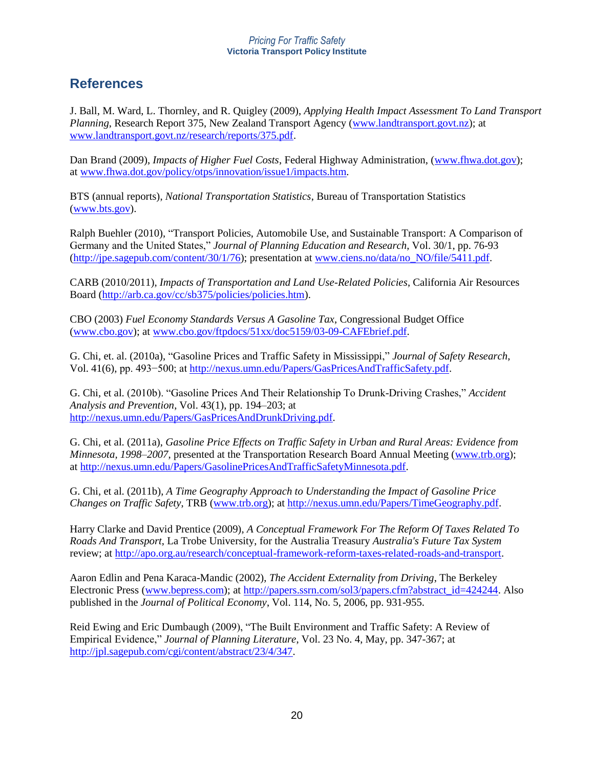## References

J. Ball, M. Ward, L. Thornley, and R. Quigley (2009), *Applying Health Impact Assessment To Land Transport Planning*, Research Report 375, New Zealand Transport Agency (www.landtransport.govt.nz); at www.landtransport.govt.nz/research/reports/375.pdf.

Dan Brand (2009), *Impacts of Higher Fuel Costs*, Federal Highway Administration, (www.fhwa.dot.gov); at www.fhwa.dot.gov/policy/otps/innovation/issue1/impacts.htm.

BTS (annual reports), *National Transportation Statistics*, Bureau of Transportation Statistics (www.bts.gov).

Ralph Buehler (2010), "Transport Policies, Automobile Use, and Sustainable Transport: A Comparison of Germany and the United States," *Journal of Planning Education and Research*, Vol. 30/1, pp. 76-93 (http://jpe.sagepub.com/content/30/1/76); presentation at www.ciens.no/data/no_NO/file/5411.pdf.

CARB (2010/2011), *Impacts of Transportation and Land Use-Related Policies*, California Air Resources Board (http://arb.ca.gov/cc/sb375/policies/policies.htm).

CBO (2003) *Fuel Economy Standards Versus A Gasoline Tax*, Congressional Budget Office (www.cbo.gov); at www.cbo.gov/ftpdocs/51xx/doc5159/03-09-CAFEbrief.pdf.

G. Chi, et. al. (2010a), "Gasoline Prices and Traffic Safety in Mississippi," *Journal of Safety Research*, Vol. 41(6), pp. 493−500; at http://nexus.umn.edu/Papers/GasPricesAndTrafficSafety.pdf.

G. Chi, et al. (2010b). "Gasoline Prices And Their Relationship To Drunk-Driving Crashes," *Accident Analysis and Prevention*, Vol. 43(1), pp. 194–203; at http://nexus.umn.edu/Papers/GasPricesAndDrunkDriving.pdf.

G. Chi, et al. (2011a), *Gasoline Price Effects on Traffic Safety in Urban and Rural Areas: Evidence from Minnesota, 1998–2007*, presented at the Transportation Research Board Annual Meeting (www.trb.org); at http://nexus.umn.edu/Papers/GasolinePricesAndTrafficSafetyMinnesota.pdf.

G. Chi, et al. (2011b), *A Time Geography Approach to Understanding the Impact of Gasoline Price Changes on Traffic Safety*, TRB (www.trb.org); at http://nexus.umn.edu/Papers/TimeGeography.pdf.

Harry Clarke and David Prentice (2009), *A Conceptual Framework For The Reform Of Taxes Related To Roads And Transport*, La Trobe University, for the Australia Treasury *Australia's Future Tax System* review; at http://apo.org.au/research/conceptual-framework-reform-taxes-related-roads-and-transport.

Aaron Edlin and Pena Karaca-Mandic (2002), *The Accident Externality from Driving*, The Berkeley Electronic Press (www.bepress.com); at http://papers.ssrn.com/sol3/papers.cfm?abstract_id=424244. Also published in the *Journal of Political Economy*, Vol. 114, No. 5, 2006, pp. 931-955.

Reid Ewing and Eric Dumbaugh (2009), "The Built Environment and Traffic Safety: A Review of Empirical Evidence," *Journal of Planning Literature*, Vol. 23 No. 4, May, pp. 347-367; at http://jpl.sagepub.com/cgi/content/abstract/23/4/347.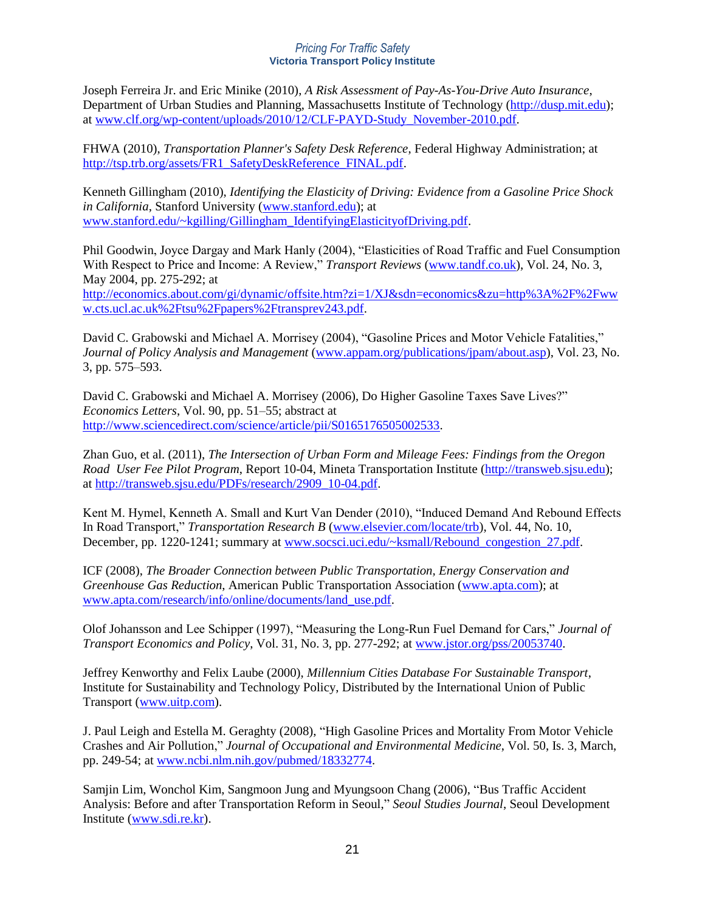Joseph Ferreira Jr. and Eric Minike (2010), *A Risk Assessment of Pay-As-You-Drive Auto Insurance*, Department of Urban Studies and Planning, Massachusetts Institute of Technology (http://dusp.mit.edu); at www.clf.org/wp-content/uploads/2010/12/CLF-PAYD-Study_November-2010.pdf.

FHWA (2010), *Transportation Planner's Safety Desk Reference*, Federal Highway Administration; at http://tsp.trb.org/assets/FR1_SafetyDeskReference_FINAL.pdf.

Kenneth Gillingham (2010), *Identifying the Elasticity of Driving: Evidence from a Gasoline Price Shock in California*, Stanford University (www.stanford.edu); at www.stanford.edu/~kgilling/Gillingham_IdentifyingElasticityofDriving.pdf.

Phil Goodwin, Joyce Dargay and Mark Hanly (2004), "Elasticities of Road Traffic and Fuel Consumption With Respect to Price and Income: A Review," *Transport Reviews* (www.tandf.co.uk), Vol. 24, No. 3, May 2004, pp. 275-292; at http://economics.about.com/gi/dynamic/offsite.htm?zi=1/XJ&sdn=economics&zu=http%3A%2F%2Fwww.cts.ucl.ac.uk%2Ftsu%2Fpapers%2Ftransprev243.pdf.

David C. Grabowski and Michael A. Morrisey (2004), "Gasoline Prices and Motor Vehicle Fatalities," *Journal of Policy Analysis and Management* (www.appam.org/publications/jpam/about.asp), Vol. 23, No. 3, pp. 575–593.

David C. Grabowski and Michael A. Morrisey (2006), Do Higher Gasoline Taxes Save Lives?" *Economics Letters*, Vol. 90, pp. 51–55; abstract at http://www.sciencedirect.com/science/article/pii/S0165176505002533.

Zhan Guo, et al. (2011), *The Intersection of Urban Form and Mileage Fees: Findings from the Oregon Road User Fee Pilot Program*, Report 10-04, Mineta Transportation Institute (http://transweb.sjsu.edu); at http://transweb.sjsu.edu/PDFs/research/2909_10-04.pdf.

Kent M. Hymel, Kenneth A. Small and Kurt Van Dender (2010), "Induced Demand And Rebound Effects In Road Transport," *Transportation Research B* (www.elsevier.com/locate/trb), Vol. 44, No. 10, December, pp. 1220-1241; summary at www.socsci.uci.edu/~ksmall/Rebound_congestion_27.pdf.

ICF (2008), *The Broader Connection between Public Transportation, Energy Conservation and Greenhouse Gas Reduction*, American Public Transportation Association (www.apta.com); at www.apta.com/research/info/online/documents/land_use.pdf.

Olof Johansson and Lee Schipper (1997), "Measuring the Long-Run Fuel Demand for Cars," *Journal of Transport Economics and Policy*, Vol. 31, No. 3, pp. 277-292; at www.jstor.org/pss/20053740.

Jeffrey Kenworthy and Felix Laube (2000), *Millennium Cities Database For Sustainable Transport*, Institute for Sustainability and Technology Policy, Distributed by the International Union of Public Transport (www.uitp.com).

J. Paul Leigh and Estella M. Geraghty (2008), "High Gasoline Prices and Mortality From Motor Vehicle Crashes and Air Pollution," *Journal of Occupational and Environmental Medicine*, Vol. 50, Is. 3, March, pp. 249-54; at www.ncbi.nlm.nih.gov/pubmed/18332774.

Samjin Lim, Wonchol Kim, Sangmoon Jung and Myungsoon Chang (2006), "Bus Traffic Accident Analysis: Before and after Transportation Reform in Seoul," *Seoul Studies Journal*, Seoul Development Institute (www.sdi.re.kr).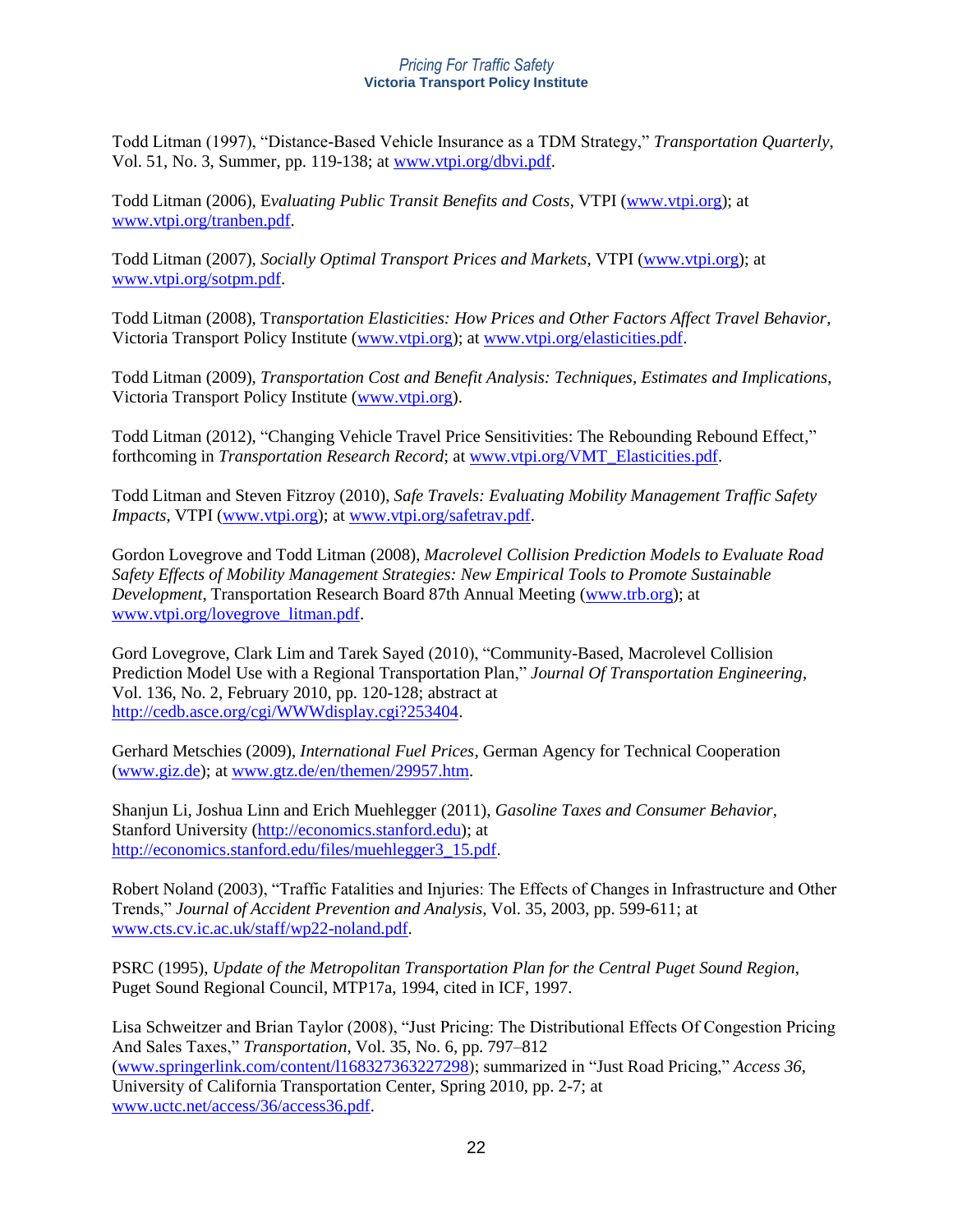Todd Litman (1997), "Distance-Based Vehicle Insurance as a TDM Strategy," *Transportation Quarterly*, Vol. 51, No. 3, Summer, pp. 119-138; at www.vtpi.org/dbvi.pdf.

Todd Litman (2006), *Evaluating Public Transit Benefits and Costs*, VTPI (www.vtpi.org); at www.vtpi.org/tranben.pdf.

Todd Litman (2007), *Socially Optimal Transport Prices and Markets*, VTPI (www.vtpi.org); at www.vtpi.org/sotpm.pdf.

Todd Litman (2008), *Transportation Elasticities: How Prices and Other Factors Affect Travel Behavior*, Victoria Transport Policy Institute (www.vtpi.org); at www.vtpi.org/elasticities.pdf.

Todd Litman (2009), *Transportation Cost and Benefit Analysis: Techniques, Estimates and Implications*, Victoria Transport Policy Institute (www.vtpi.org).

Todd Litman (2012), "Changing Vehicle Travel Price Sensitivities: The Rebounding Rebound Effect," forthcoming in *Transportation Research Record*; at www.vtpi.org/VMT_Elasticities.pdf.

Todd Litman and Steven Fitzroy (2010), *Safe Travels: Evaluating Mobility Management Traffic Safety Impacts*, VTPI (www.vtpi.org); at www.vtpi.org/safetrav.pdf.

Gordon Lovegrove and Todd Litman (2008), *Macrolevel Collision Prediction Models to Evaluate Road Safety Effects of Mobility Management Strategies: New Empirical Tools to Promote Sustainable Development*, Transportation Research Board 87th Annual Meeting (www.trb.org); at www.vtpi.org/lovegrove_litman.pdf.

Gord Lovegrove, Clark Lim and Tarek Sayed (2010), "Community-Based, Macrolevel Collision Prediction Model Use with a Regional Transportation Plan," *Journal Of Transportation Engineering*, Vol. 136, No. 2, February 2010, pp. 120-128; abstract at http://cedb.asce.org/cgi/WWWdisplay.cgi?253404.

Gerhard Metschies (2009), *International Fuel Prices*, German Agency for Technical Cooperation (www.giz.de); at www.gtz.de/en/themen/29957.htm.

Shanjun Li, Joshua Linn and Erich Muehlegger (2011), *Gasoline Taxes and Consumer Behavior*, Stanford University (http://economics.stanford.edu); at http://economics.stanford.edu/files/muehlegger3_15.pdf.

Robert Noland (2003), "Traffic Fatalities and Injuries: The Effects of Changes in Infrastructure and Other Trends," *Journal of Accident Prevention and Analysis*, Vol. 35, 2003, pp. 599-611; at www.cts.cv.ic.ac.uk/staff/wp22-noland.pdf.

PSRC (1995), *Update of the Metropolitan Transportation Plan for the Central Puget Sound Region*, Puget Sound Regional Council, MTP17a, 1994, cited in ICF, 1997.

Lisa Schweitzer and Brian Taylor (2008), "Just Pricing: The Distributional Effects Of Congestion Pricing And Sales Taxes," *Transportation*, Vol. 35, No. 6, pp. 797–812 (www.springerlink.com/content/l168327363227298); summarized in "Just Road Pricing," *Access 36*, University of California Transportation Center, Spring 2010, pp. 2-7; at www.uctc.net/access/36/access36.pdf.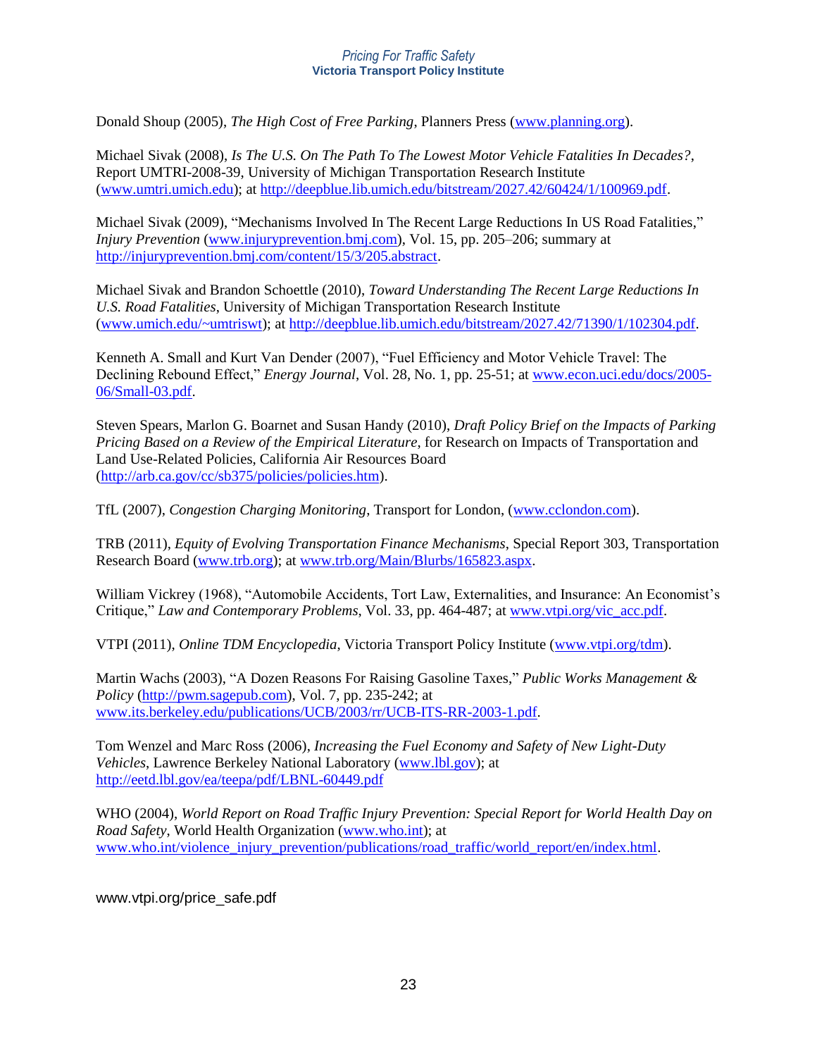Donald Shoup (2005), *The High Cost of Free Parking*, Planners Press (www.planning.org).

Michael Sivak (2008), *Is The U.S. On The Path To The Lowest Motor Vehicle Fatalities In Decades?*, Report UMTRI-2008-39, University of Michigan Transportation Research Institute (www.umtri.umich.edu); at http://deepblue.lib.umich.edu/bitstream/2027.42/60424/1/100969.pdf.

Michael Sivak (2009), "Mechanisms Involved In The Recent Large Reductions In US Road Fatalities," *Injury Prevention* (www.injuryprevention.bmj.com), Vol. 15, pp. 205–206; summary at http://injuryprevention.bmj.com/content/15/3/205.abstract.

Michael Sivak and Brandon Schoettle (2010), *Toward Understanding The Recent Large Reductions In U.S. Road Fatalities*, University of Michigan Transportation Research Institute (www.umich.edu/~umtriswt); at http://deepblue.lib.umich.edu/bitstream/2027.42/71390/1/102304.pdf.

Kenneth A. Small and Kurt Van Dender (2007), "Fuel Efficiency and Motor Vehicle Travel: The Declining Rebound Effect," *Energy Journal*, Vol. 28, No. 1, pp. 25-51; at www.econ.uci.edu/docs/2005-06/Small-03.pdf.

Steven Spears, Marlon G. Boarnet and Susan Handy (2010), *Draft Policy Brief on the Impacts of Parking Pricing Based on a Review of the Empirical Literature*, for Research on Impacts of Transportation and Land Use-Related Policies, California Air Resources Board (http://arb.ca.gov/cc/sb375/policies/policies.htm).

TfL (2007), *Congestion Charging Monitoring*, Transport for London, (www.cclondon.com).

TRB (2011), *Equity of Evolving Transportation Finance Mechanisms*, Special Report 303, Transportation Research Board (www.trb.org); at www.trb.org/Main/Blurbs/165823.aspx.

William Vickrey (1968), "Automobile Accidents, Tort Law, Externalities, and Insurance: An Economist's Critique," *Law and Contemporary Problems*, Vol. 33, pp. 464-487; at www.vtpi.org/vic_acc.pdf.

VTPI (2011), *Online TDM Encyclopedia*, Victoria Transport Policy Institute (www.vtpi.org/tdm).

Martin Wachs (2003), "A Dozen Reasons For Raising Gasoline Taxes," *Public Works Management & Policy* (http://pwm.sagepub.com), Vol. 7, pp. 235-242; at www.its.berkeley.edu/publications/UCB/2003/rr/UCB-ITS-RR-2003-1.pdf.

Tom Wenzel and Marc Ross (2006), *Increasing the Fuel Economy and Safety of New Light-Duty Vehicles*, Lawrence Berkeley National Laboratory (www.lbl.gov); at http://eetd.lbl.gov/ea/teepa/pdf/LBNL-60449.pdf

WHO (2004), *World Report on Road Traffic Injury Prevention: Special Report for World Health Day on Road Safety*, World Health Organization (www.who.int); at www.who.int/violence_injury_prevention/publications/road_traffic/world_report/en/index.html.

www.vtpi.org/price_safe.pdf